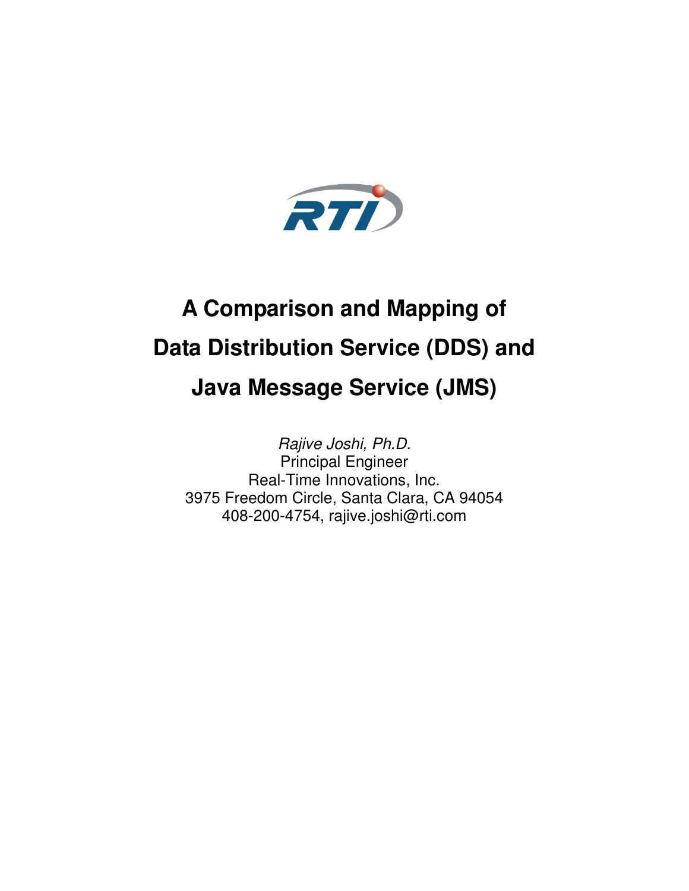# A Comparison and Mapping of Data Distribution Service (DDS) and Java Message Service (JMS)

*Rajive Joshi, Ph.D.*
Principal Engineer
Real-Time Innovations, Inc.
3975 Freedom Circle, Santa Clara, CA 94054
408-200-4754, rajive.joshi@rti.com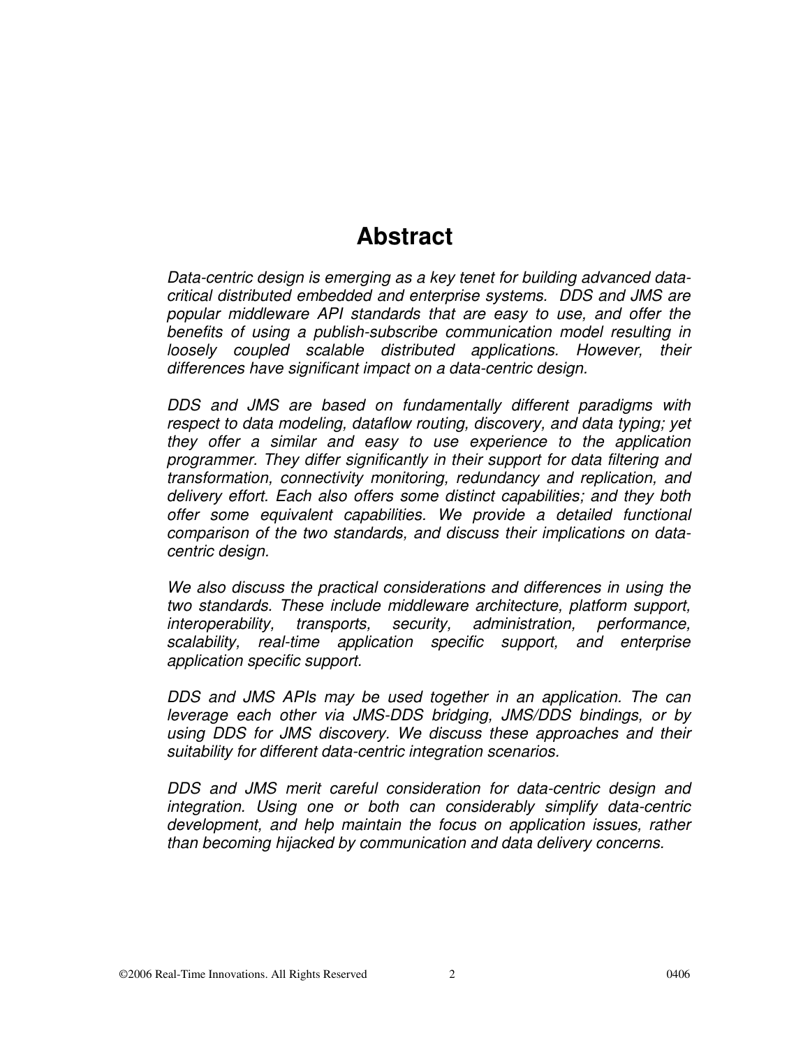# Abstract

*Data-centric design is emerging as a key tenet for building advanced data-critical distributed embedded and enterprise systems. DDS and JMS are popular middleware API standards that are easy to use, and offer the benefits of using a publish-subscribe communication model resulting in loosely coupled scalable distributed applications. However, their differences have significant impact on a data-centric design.*

*DDS and JMS are based on fundamentally different paradigms with respect to data modeling, dataflow routing, discovery, and data typing; yet they offer a similar and easy to use experience to the application programmer. They differ significantly in their support for data filtering and transformation, connectivity monitoring, redundancy and replication, and delivery effort. Each also offers some distinct capabilities; and they both offer some equivalent capabilities. We provide a detailed functional comparison of the two standards, and discuss their implications on data-centric design.*

*We also discuss the practical considerations and differences in using the two standards. These include middleware architecture, platform support, interoperability, transports, security, administration, performance, scalability, real-time application specific support, and enterprise application specific support.*

*DDS and JMS APIs may be used together in an application. The can leverage each other via JMS-DDS bridging, JMS/DDS bindings, or by using DDS for JMS discovery. We discuss these approaches and their suitability for different data-centric integration scenarios.*

*DDS and JMS merit careful consideration for data-centric design and integration. Using one or both can considerably simplify data-centric development, and help maintain the focus on application issues, rather than becoming hijacked by communication and data delivery concerns.*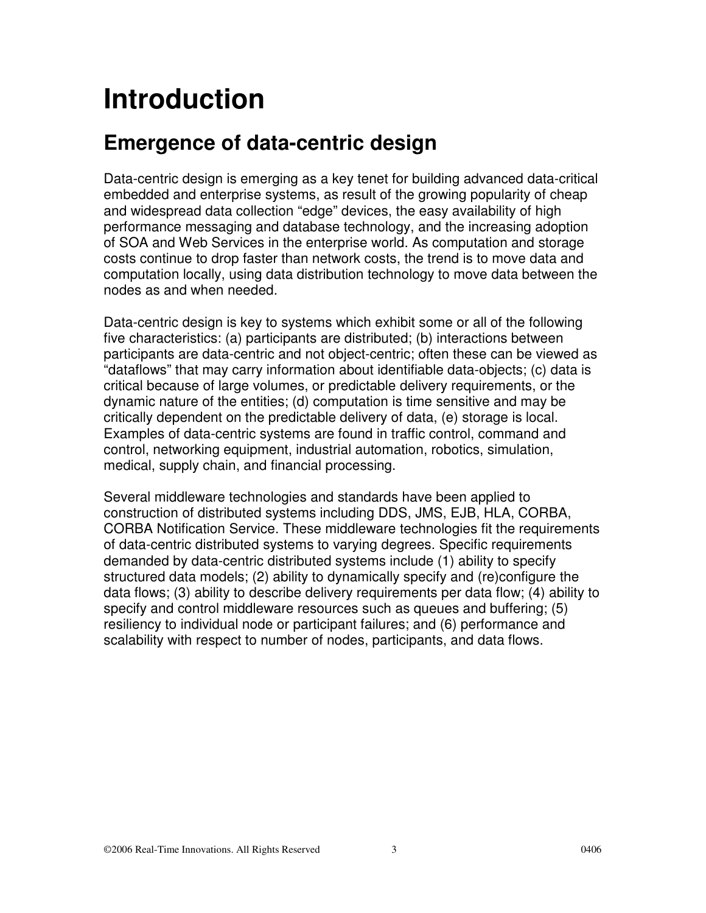# Introduction

## Emergence of data-centric design

Data-centric design is emerging as a key tenet for building advanced data-critical embedded and enterprise systems, as result of the growing popularity of cheap and widespread data collection “edge” devices, the easy availability of high performance messaging and database technology, and the increasing adoption of SOA and Web Services in the enterprise world. As computation and storage costs continue to drop faster than network costs, the trend is to move data and computation locally, using data distribution technology to move data between the nodes as and when needed.

Data-centric design is key to systems which exhibit some or all of the following five characteristics: (a) participants are distributed; (b) interactions between participants are data-centric and not object-centric; often these can be viewed as “dataflows” that may carry information about identifiable data-objects; (c) data is critical because of large volumes, or predictable delivery requirements, or the dynamic nature of the entities; (d) computation is time sensitive and may be critically dependent on the predictable delivery of data, (e) storage is local. Examples of data-centric systems are found in traffic control, command and control, networking equipment, industrial automation, robotics, simulation, medical, supply chain, and financial processing.

Several middleware technologies and standards have been applied to construction of distributed systems including DDS, JMS, EJB, HLA, CORBA, CORBA Notification Service. These middleware technologies fit the requirements of data-centric distributed systems to varying degrees. Specific requirements demanded by data-centric distributed systems include (1) ability to specify structured data models; (2) ability to dynamically specify and (re)configure the data flows; (3) ability to describe delivery requirements per data flow; (4) ability to specify and control middleware resources such as queues and buffering; (5) resiliency to individual node or participant failures; and (6) performance and scalability with respect to number of nodes, participants, and data flows.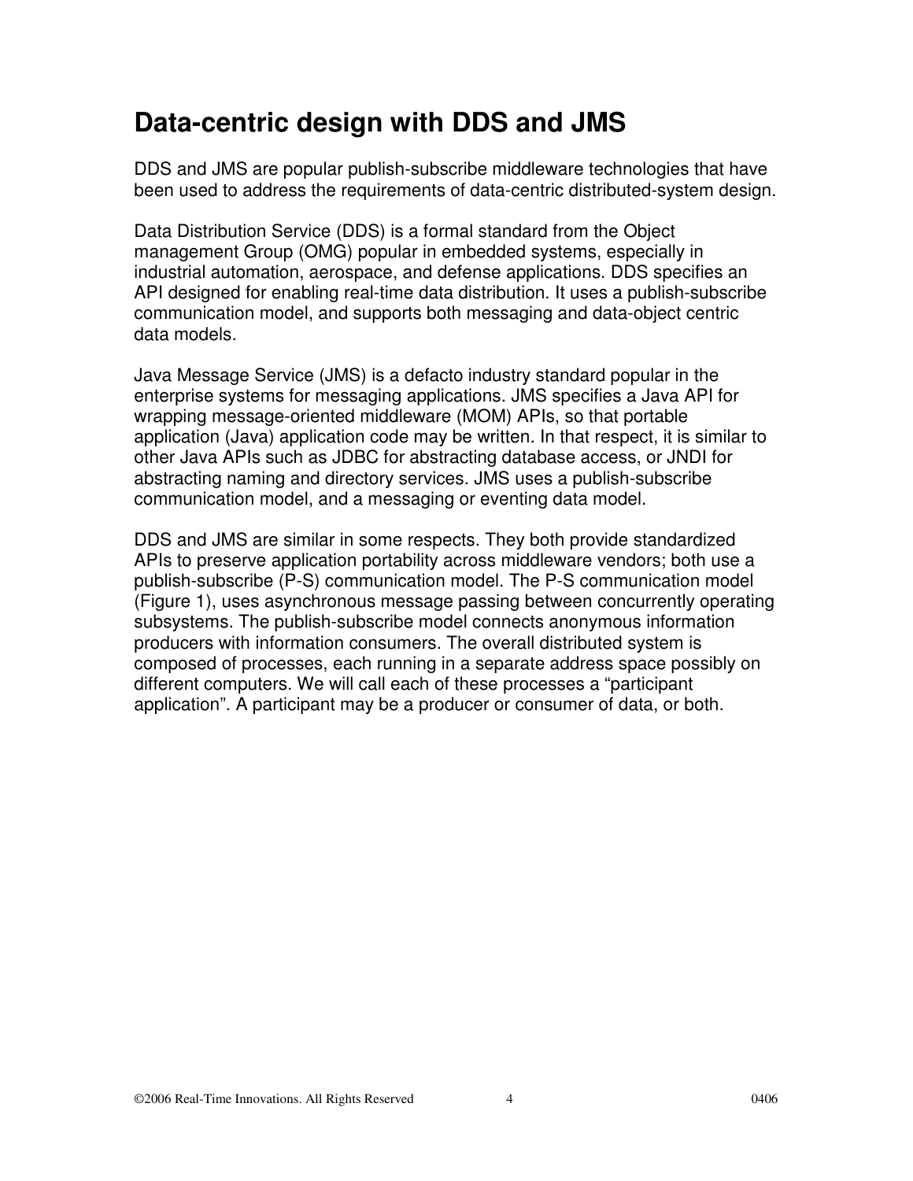# Data-centric design with DDS and JMS

DDS and JMS are popular publish-subscribe middleware technologies that have been used to address the requirements of data-centric distributed-system design.

Data Distribution Service (DDS) is a formal standard from the Object management Group (OMG) popular in embedded systems, especially in industrial automation, aerospace, and defense applications. DDS specifies an API designed for enabling real-time data distribution. It uses a publish-subscribe communication model, and supports both messaging and data-object centric data models.

Java Message Service (JMS) is a defacto industry standard popular in the enterprise systems for messaging applications. JMS specifies a Java API for wrapping message-oriented middleware (MOM) APIs, so that portable application (Java) application code may be written. In that respect, it is similar to other Java APIs such as JDBC for abstracting database access, or JNDI for abstracting naming and directory services. JMS uses a publish-subscribe communication model, and a messaging or eventing data model.

DDS and JMS are similar in some respects. They both provide standardized APIs to preserve application portability across middleware vendors; both use a publish-subscribe (P-S) communication model. The P-S communication model (Figure 1), uses asynchronous message passing between concurrently operating subsystems. The publish-subscribe model connects anonymous information producers with information consumers. The overall distributed system is composed of processes, each running in a separate address space possibly on different computers. We will call each of these processes a “participant application”. A participant may be a producer or consumer of data, or both.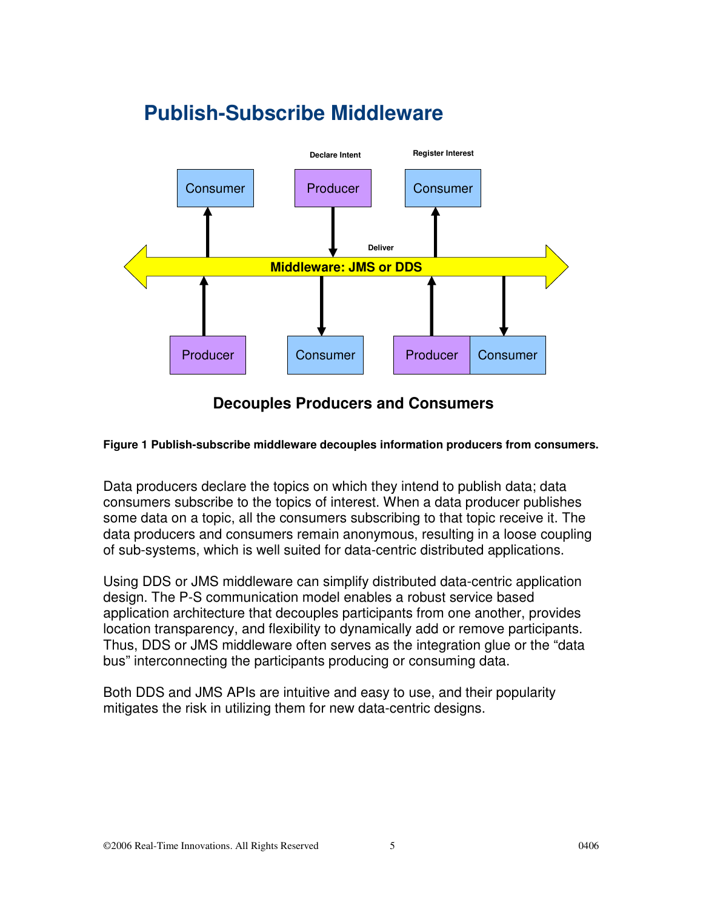# Publish-Subscribe Middleware

Declare Intent

Register Interest

Consumer

Producer

Consumer

Deliver

Middleware: JMS or DDS

Producer

Consumer

Producer

Consumer

**Decouples Producers and Consumers**

**Figure 1 Publish-subscribe middleware decouples information producers from consumers.**

Data producers declare the topics on which they intend to publish data; data consumers subscribe to the topics of interest. When a data producer publishes some data on a topic, all the consumers subscribing to that topic receive it. The data producers and consumers remain anonymous, resulting in a loose coupling of sub-systems, which is well suited for data-centric distributed applications.

Using DDS or JMS middleware can simplify distributed data-centric application design. The P-S communication model enables a robust service based application architecture that decouples participants from one another, provides location transparency, and flexibility to dynamically add or remove participants. Thus, DDS or JMS middleware often serves as the integration glue or the “data bus” interconnecting the participants producing or consuming data.

Both DDS and JMS APIs are intuitive and easy to use, and their popularity mitigates the risk in utilizing them for new data-centric designs.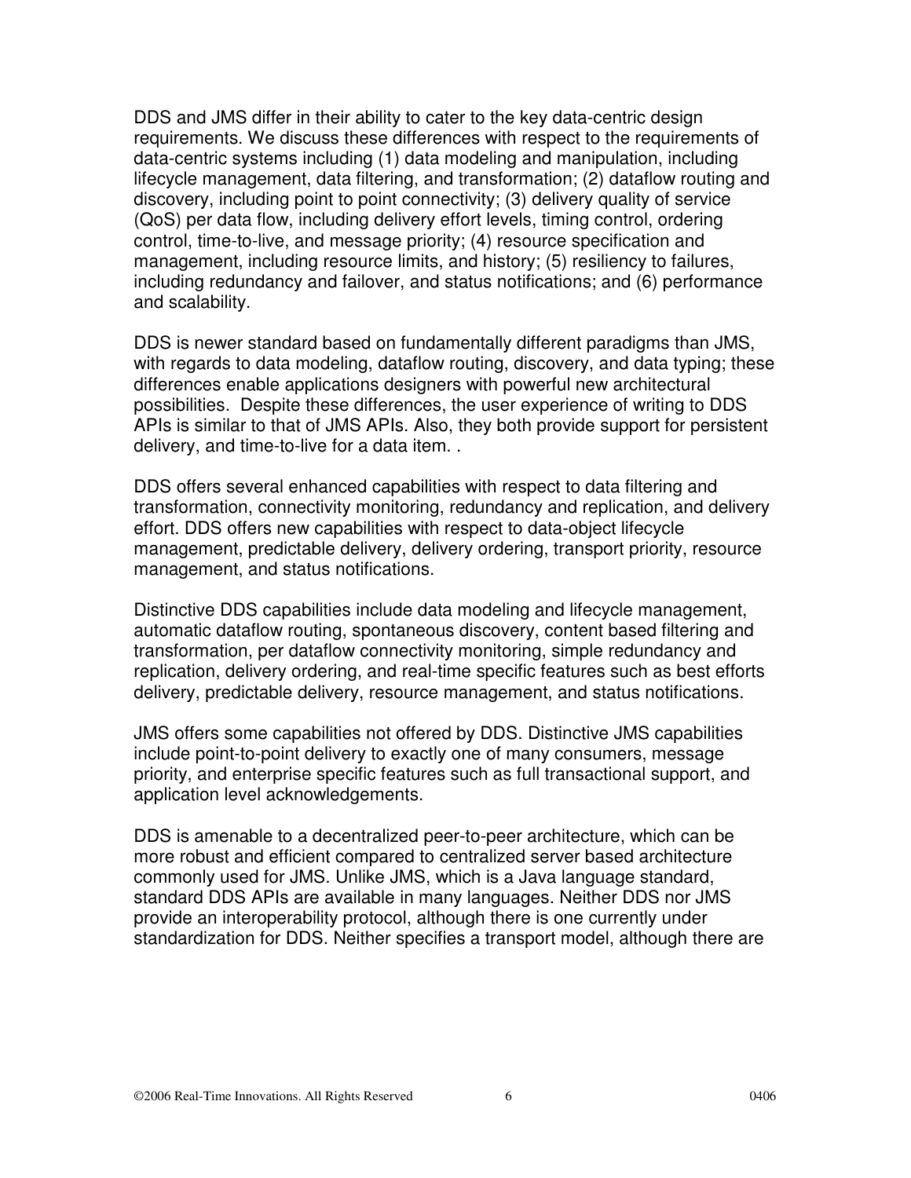DDS and JMS differ in their ability to cater to the key data-centric design requirements. We discuss these differences with respect to the requirements of data-centric systems including (1) data modeling and manipulation, including lifecycle management, data filtering, and transformation; (2) dataflow routing and discovery, including point to point connectivity; (3) delivery quality of service (QoS) per data flow, including delivery effort levels, timing control, ordering control, time-to-live, and message priority; (4) resource specification and management, including resource limits, and history; (5) resiliency to failures, including redundancy and failover, and status notifications; and (6) performance and scalability.

DDS is newer standard based on fundamentally different paradigms than JMS, with regards to data modeling, dataflow routing, discovery, and data typing; these differences enable applications designers with powerful new architectural possibilities. Despite these differences, the user experience of writing to DDS APIs is similar to that of JMS APIs. Also, they both provide support for persistent delivery, and time-to-live for a data item. .

DDS offers several enhanced capabilities with respect to data filtering and transformation, connectivity monitoring, redundancy and replication, and delivery effort. DDS offers new capabilities with respect to data-object lifecycle management, predictable delivery, delivery ordering, transport priority, resource management, and status notifications.

Distinctive DDS capabilities include data modeling and lifecycle management, automatic dataflow routing, spontaneous discovery, content based filtering and transformation, per dataflow connectivity monitoring, simple redundancy and replication, delivery ordering, and real-time specific features such as best efforts delivery, predictable delivery, resource management, and status notifications.

JMS offers some capabilities not offered by DDS. Distinctive JMS capabilities include point-to-point delivery to exactly one of many consumers, message priority, and enterprise specific features such as full transactional support, and application level acknowledgements.

DDS is amenable to a decentralized peer-to-peer architecture, which can be more robust and efficient compared to centralized server based architecture commonly used for JMS. Unlike JMS, which is a Java language standard, standard DDS APIs are available in many languages. Neither DDS nor JMS provide an interoperability protocol, although there is one currently under standardization for DDS. Neither specifies a transport model, although there are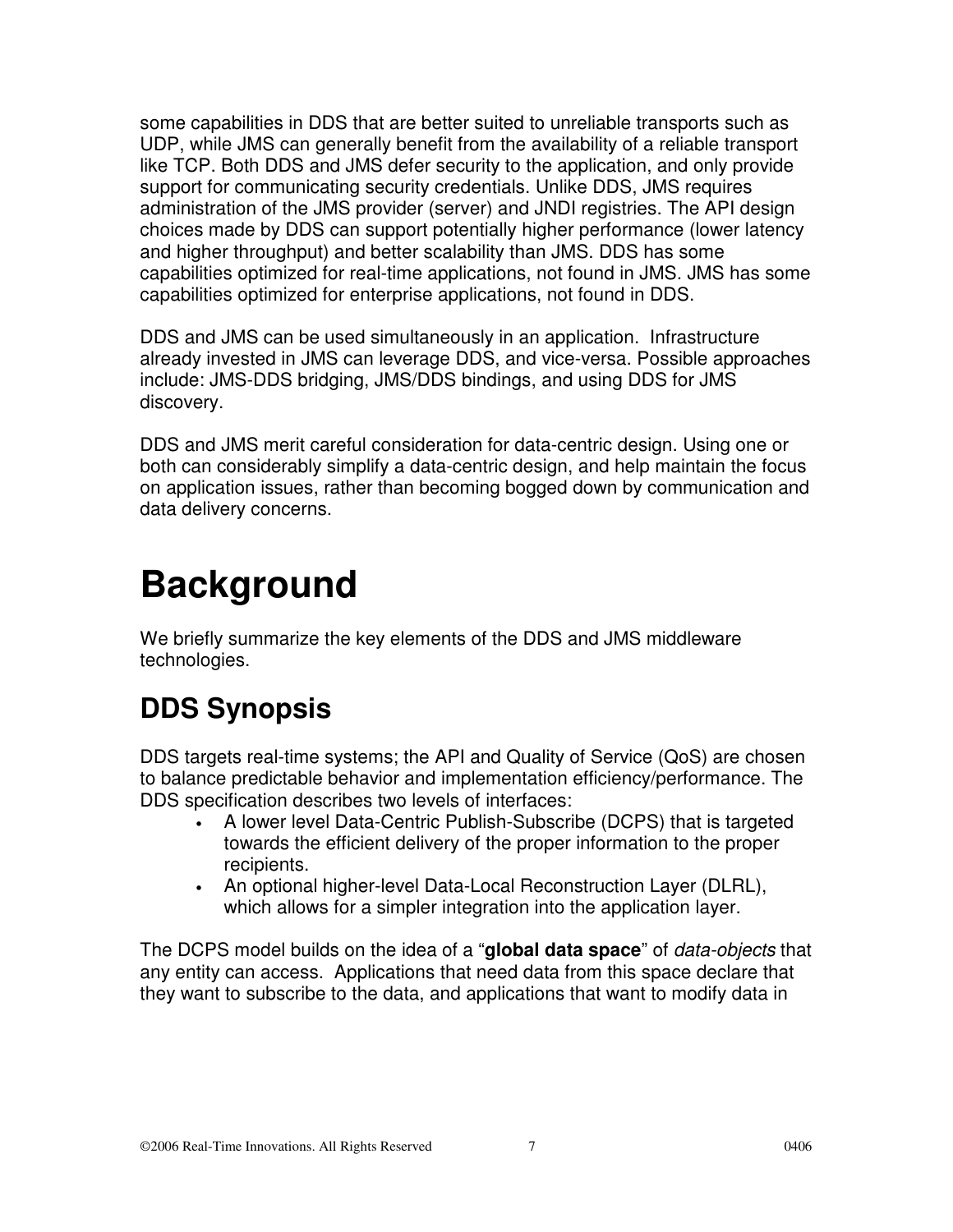some capabilities in DDS that are better suited to unreliable transports such as UDP, while JMS can generally benefit from the availability of a reliable transport like TCP. Both DDS and JMS defer security to the application, and only provide support for communicating security credentials. Unlike DDS, JMS requires administration of the JMS provider (server) and JNDI registries. The API design choices made by DDS can support potentially higher performance (lower latency and higher throughput) and better scalability than JMS. DDS has some capabilities optimized for real-time applications, not found in JMS. JMS has some capabilities optimized for enterprise applications, not found in DDS.

DDS and JMS can be used simultaneously in an application. Infrastructure already invested in JMS can leverage DDS, and vice-versa. Possible approaches include: JMS-DDS bridging, JMS/DDS bindings, and using DDS for JMS discovery.

DDS and JMS merit careful consideration for data-centric design. Using one or both can considerably simplify a data-centric design, and help maintain the focus on application issues, rather than becoming bogged down by communication and data delivery concerns.

# Background

We briefly summarize the key elements of the DDS and JMS middleware technologies.

## DDS Synopsis

DDS targets real-time systems; the API and Quality of Service (QoS) are chosen to balance predictable behavior and implementation efficiency/performance. The DDS specification describes two levels of interfaces:

- A lower level Data-Centric Publish-Subscribe (DCPS) that is targeted towards the efficient delivery of the proper information to the proper recipients.
- An optional higher-level Data-Local Reconstruction Layer (DLRL), which allows for a simpler integration into the application layer.

The DCPS model builds on the idea of a "**global data space**" of *data-objects* that any entity can access. Applications that need data from this space declare that they want to subscribe to the data, and applications that want to modify data in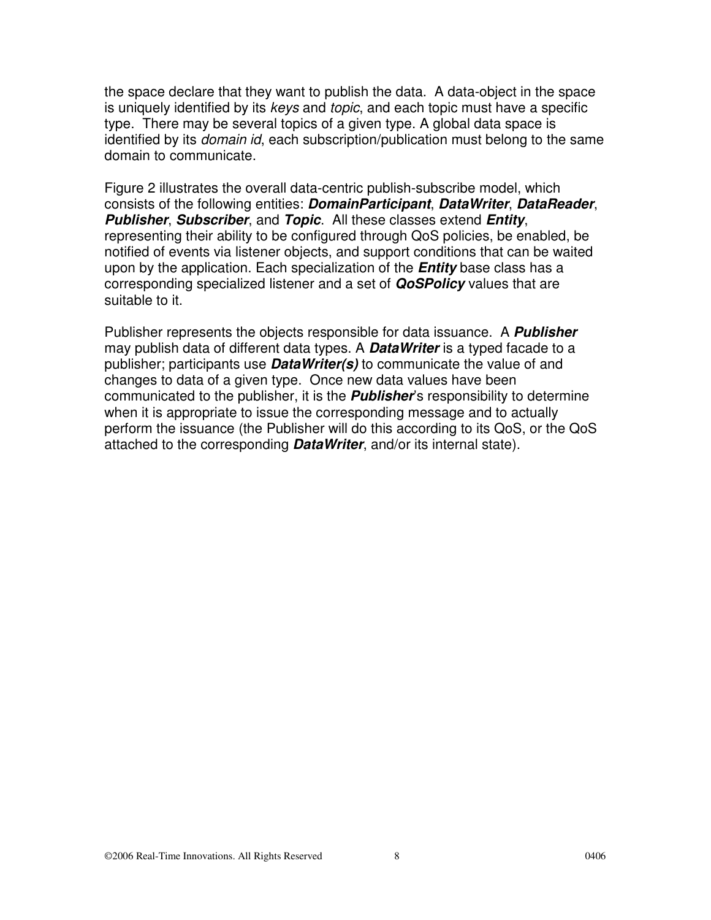the space declare that they want to publish the data. A data-object in the space is uniquely identified by its *keys* and *topic*, and each topic must have a specific type. There may be several topics of a given type. A global data space is identified by its *domain id*, each subscription/publication must belong to the same domain to communicate.

Figure 2 illustrates the overall data-centric publish-subscribe model, which consists of the following entities: ***DomainParticipant***, ***DataWriter***, ***DataReader***, ***Publisher***, ***Subscriber***, and ***Topic***. All these classes extend ***Entity***, representing their ability to be configured through QoS policies, be enabled, be notified of events via listener objects, and support conditions that can be waited upon by the application. Each specialization of the ***Entity*** base class has a corresponding specialized listener and a set of ***QoSPolicy*** values that are suitable to it.

Publisher represents the objects responsible for data issuance. A ***Publisher*** may publish data of different data types. A ***DataWriter*** is a typed facade to a publisher; participants use ***DataWriter(s)*** to communicate the value of and changes to data of a given type. Once new data values have been communicated to the publisher, it is the ***Publisher***'s responsibility to determine when it is appropriate to issue the corresponding message and to actually perform the issuance (the Publisher will do this according to its QoS, or the QoS attached to the corresponding ***DataWriter***, and/or its internal state).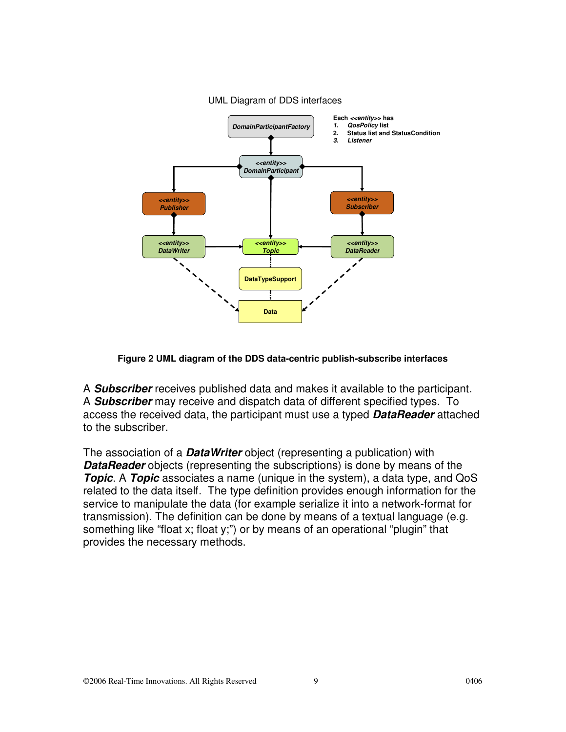UML Diagram of DDS interfaces

Each <<*entity*>> has
1. *QosPolicy* list
2. Status list and StatusCondition
3. *Listener*

**Figure 2 UML diagram of the DDS data-centric publish-subscribe interfaces**

A ***Subscriber*** receives published data and makes it available to the participant. A ***Subscriber*** may receive and dispatch data of different specified types. To access the received data, the participant must use a typed ***DataReader*** attached to the subscriber.

The association of a ***DataWriter*** object (representing a publication) with ***DataReader*** objects (representing the subscriptions) is done by means of the ***Topic***. A ***Topic*** associates a name (unique in the system), a data type, and QoS related to the data itself. The type definition provides enough information for the service to manipulate the data (for example serialize it into a network-format for transmission). The definition can be done by means of a textual language (e.g. something like "float x; float y;") or by means of an operational "plugin" that provides the necessary methods.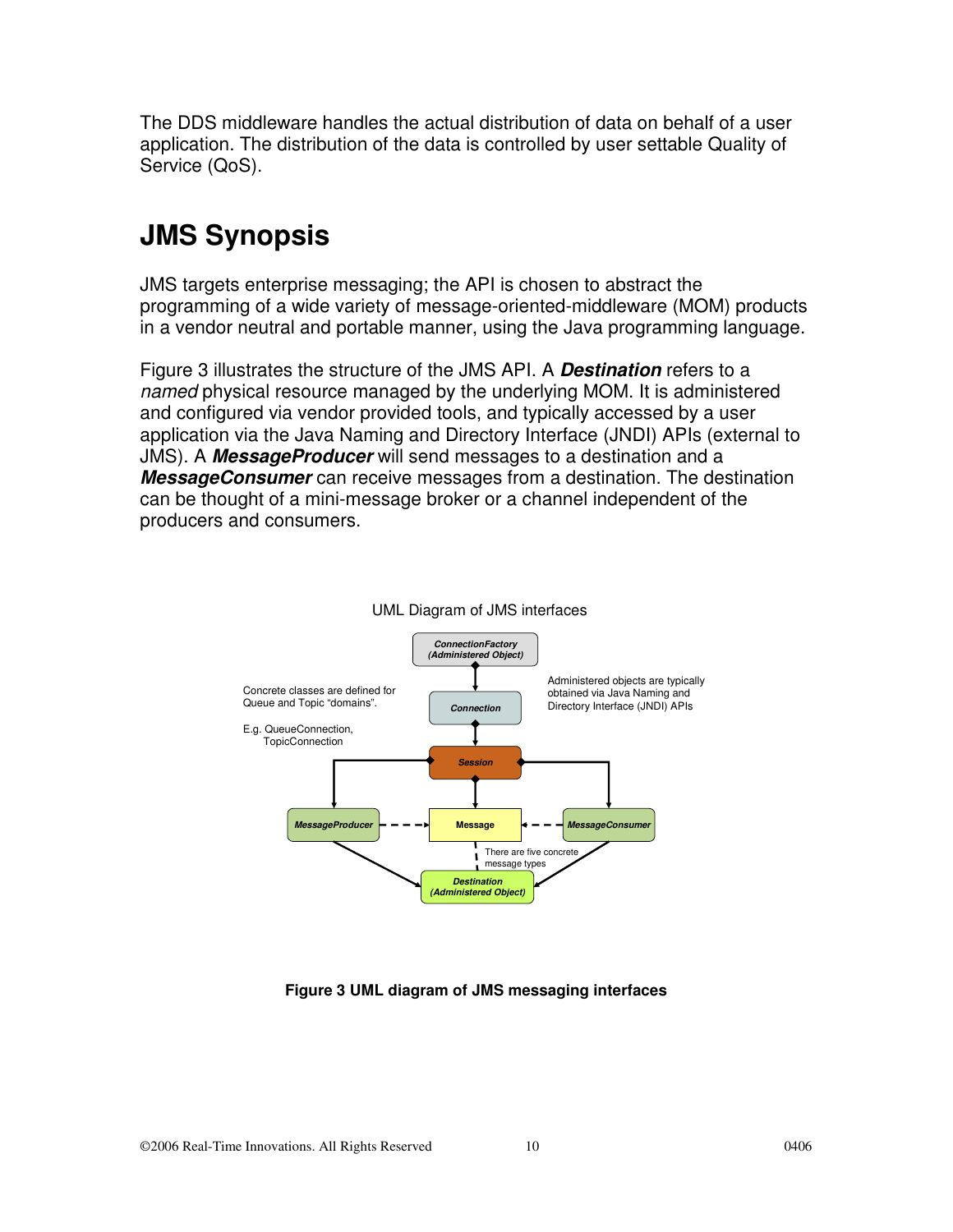The DDS middleware handles the actual distribution of data on behalf of a user application. The distribution of the data is controlled by user settable Quality of Service (QoS).

# JMS Synopsis

JMS targets enterprise messaging; the API is chosen to abstract the programming of a wide variety of message-oriented-middleware (MOM) products in a vendor neutral and portable manner, using the Java programming language.

Figure 3 illustrates the structure of the JMS API. A ***Destination*** refers to a *named* physical resource managed by the underlying MOM. It is administered and configured via vendor provided tools, and typically accessed by a user application via the Java Naming and Directory Interface (JNDI) APIs (external to JMS). A ***MessageProducer*** will send messages to a destination and a ***MessageConsumer*** can receive messages from a destination. The destination can be thought of a mini-message broker or a channel independent of the producers and consumers.

UML Diagram of JMS interfaces

ConnectionFactory (Administered Object)

Connection

Session

MessageProducer

Message

MessageConsumer

Destination (Administered Object)

Concrete classes are defined for Queue and Topic "domains".

E.g. QueueConnection, TopicConnection

Administered objects are typically obtained via Java Naming and Directory Interface (JNDI) APIs

There are five concrete message types

**Figure 3 UML diagram of JMS messaging interfaces**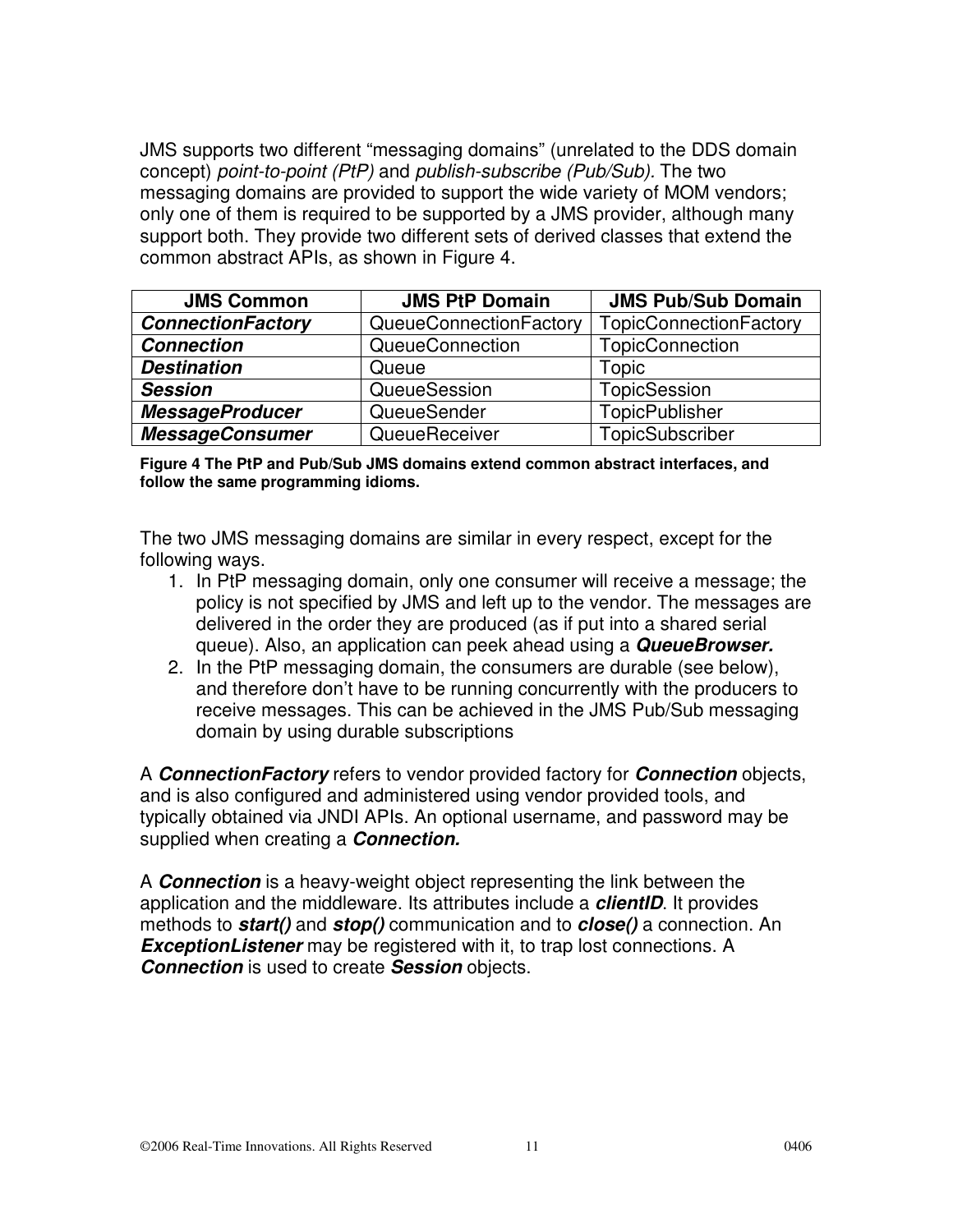JMS supports two different “messaging domains” (unrelated to the DDS domain concept) *point-to-point (PtP)* and *publish-subscribe (Pub/Sub)*. The two messaging domains are provided to support the wide variety of MOM vendors; only one of them is required to be supported by a JMS provider, although many support both. They provide two different sets of derived classes that extend the common abstract APIs, as shown in Figure 4.

| JMS Common | JMS PtP Domain | JMS Pub/Sub Domain |
|---|---|---|
| ***ConnectionFactory*** | QueueConnectionFactory | TopicConnectionFactory |
| ***Connection*** | QueueConnection | TopicConnection |
| ***Destination*** | Queue | Topic |
| ***Session*** | QueueSession | TopicSession |
| ***MessageProducer*** | QueueSender | TopicPublisher |
| ***MessageConsumer*** | QueueReceiver | TopicSubscriber |

**Figure 4 The PtP and Pub/Sub JMS domains extend common abstract interfaces, and follow the same programming idioms.**

The two JMS messaging domains are similar in every respect, except for the following ways.

1. In PtP messaging domain, only one consumer will receive a message; the policy is not specified by JMS and left up to the vendor. The messages are delivered in the order they are produced (as if put into a shared serial queue). Also, an application can peek ahead using a ***QueueBrowser.***
2. In the PtP messaging domain, the consumers are durable (see below), and therefore don't have to be running concurrently with the producers to receive messages. This can be achieved in the JMS Pub/Sub messaging domain by using durable subscriptions

A ***ConnectionFactory*** refers to vendor provided factory for ***Connection*** objects, and is also configured and administered using vendor provided tools, and typically obtained via JNDI APIs. An optional username, and password may be supplied when creating a ***Connection.***

A ***Connection*** is a heavy-weight object representing the link between the application and the middleware. Its attributes include a ***clientID***. It provides methods to ***start()*** and ***stop()*** communication and to ***close()*** a connection. An ***ExceptionListener*** may be registered with it, to trap lost connections. A ***Connection*** is used to create ***Session*** objects.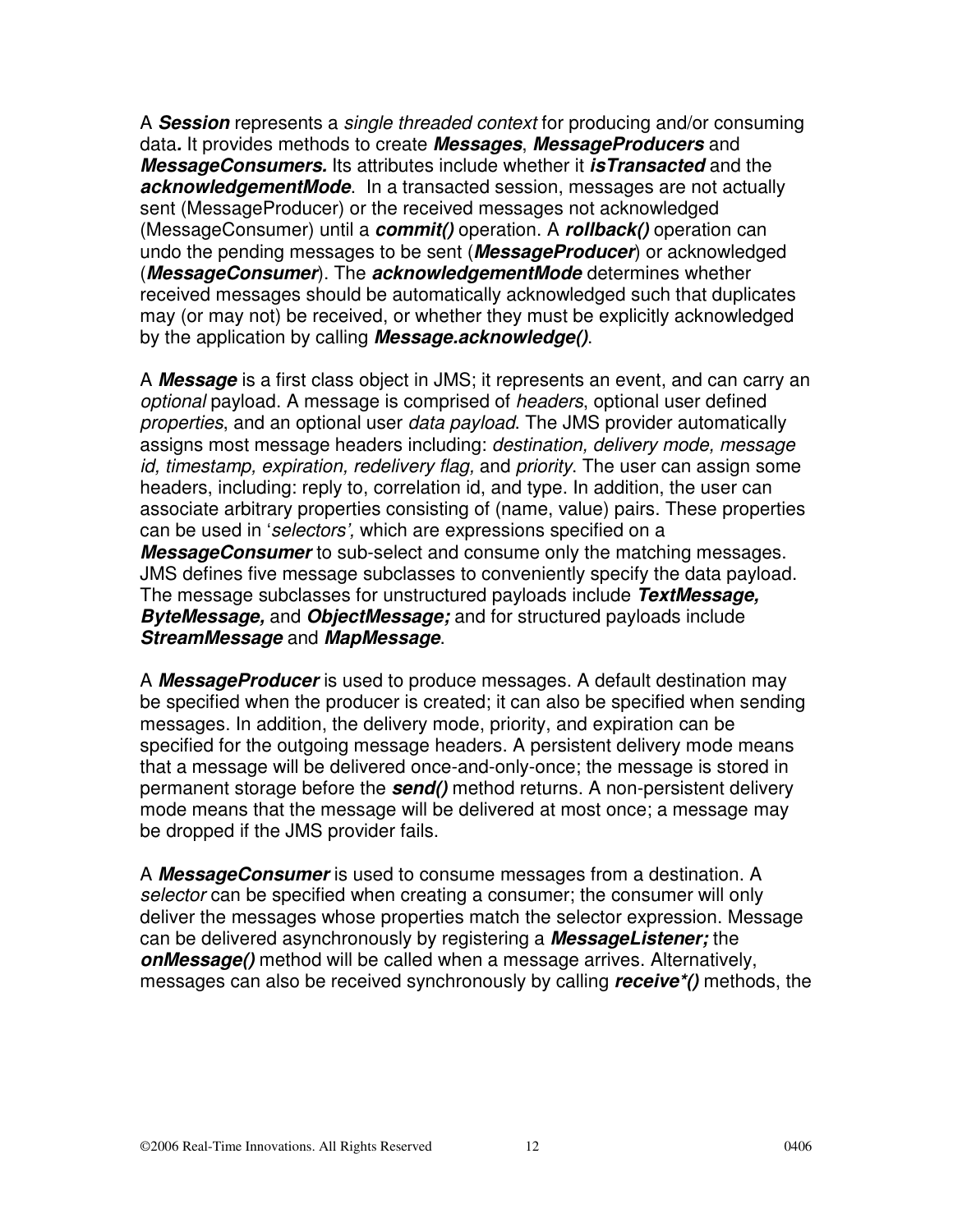A ***Session*** represents a *single threaded context* for producing and/or consuming data**.** It provides methods to create ***Messages***, ***MessageProducers*** and ***MessageConsumers.*** Its attributes include whether it ***isTransacted*** and the ***acknowledgementMode***. In a transacted session, messages are not actually sent (MessageProducer) or the received messages not acknowledged (MessageConsumer) until a ***commit()*** operation. A ***rollback()*** operation can undo the pending messages to be sent (***MessageProducer***) or acknowledged (***MessageConsumer***). The ***acknowledgementMode*** determines whether received messages should be automatically acknowledged such that duplicates may (or may not) be received, or whether they must be explicitly acknowledged by the application by calling ***Message.acknowledge()***.

A ***Message*** is a first class object in JMS; it represents an event, and can carry an *optional* payload. A message is comprised of *headers*, optional user defined *properties*, and an optional user *data payload*. The JMS provider automatically assigns most message headers including: *destination, delivery mode, message id, timestamp, expiration, redelivery flag,* and *priority*. The user can assign some headers, including: reply to, correlation id, and type. In addition, the user can associate arbitrary properties consisting of (name, value) pairs. These properties can be used in '*selectors',* which are expressions specified on a ***MessageConsumer*** to sub-select and consume only the matching messages. JMS defines five message subclasses to conveniently specify the data payload. The message subclasses for unstructured payloads include ***TextMessage, ByteMessage,*** and ***ObjectMessage;*** and for structured payloads include ***StreamMessage*** and ***MapMessage***.

A ***MessageProducer*** is used to produce messages. A default destination may be specified when the producer is created; it can also be specified when sending messages. In addition, the delivery mode, priority, and expiration can be specified for the outgoing message headers. A persistent delivery mode means that a message will be delivered once-and-only-once; the message is stored in permanent storage before the ***send()*** method returns. A non-persistent delivery mode means that the message will be delivered at most once; a message may be dropped if the JMS provider fails.

A ***MessageConsumer*** is used to consume messages from a destination. A *selector* can be specified when creating a consumer; the consumer will only deliver the messages whose properties match the selector expression. Message can be delivered asynchronously by registering a ***MessageListener;*** the ***onMessage()*** method will be called when a message arrives. Alternatively, messages can also be received synchronously by calling ***receive\*()*** methods, the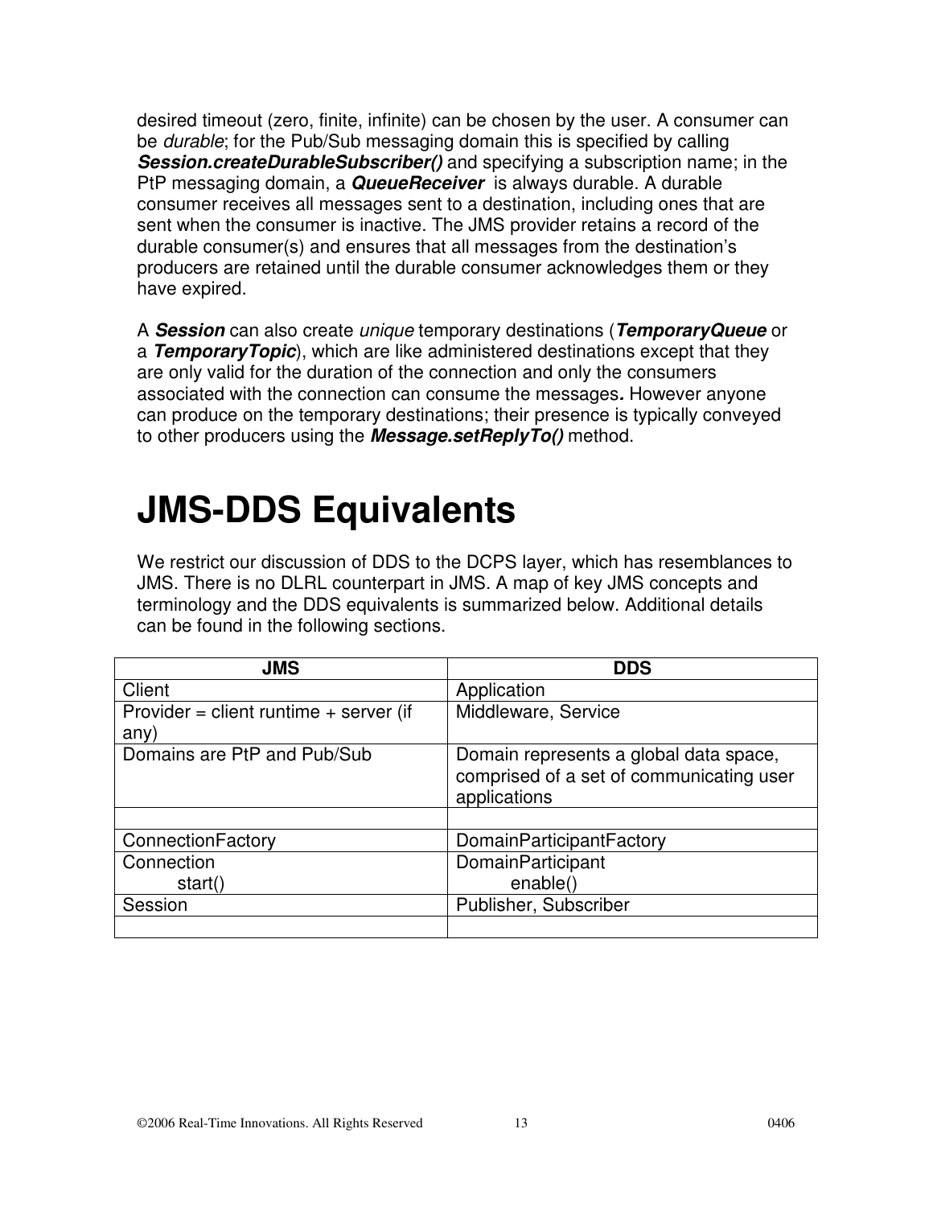desired timeout (zero, finite, infinite) can be chosen by the user. A consumer can be *durable*; for the Pub/Sub messaging domain this is specified by calling ***Session.createDurableSubscriber()*** and specifying a subscription name; in the PtP messaging domain, a ***QueueReceiver*** is always durable. A durable consumer receives all messages sent to a destination, including ones that are sent when the consumer is inactive. The JMS provider retains a record of the durable consumer(s) and ensures that all messages from the destination's producers are retained until the durable consumer acknowledges them or they have expired.

A ***Session*** can also create *unique* temporary destinations (***TemporaryQueue*** or a ***TemporaryTopic***), which are like administered destinations except that they are only valid for the duration of the connection and only the consumers associated with the connection can consume the messages***.*** However anyone can produce on the temporary destinations; their presence is typically conveyed to other producers using the ***Message.setReplyTo()*** method.

# JMS-DDS Equivalents

We restrict our discussion of DDS to the DCPS layer, which has resemblances to JMS. There is no DLRL counterpart in JMS. A map of key JMS concepts and terminology and the DDS equivalents is summarized below. Additional details can be found in the following sections.

| JMS | DDS |
|---|---|
| Client | Application |
| Provider = client runtime + server (if any) | Middleware, Service |
| Domains are PtP and Pub/Sub | Domain represents a global data space, comprised of a set of communicating user applications |
| | |
| ConnectionFactory | DomainParticipantFactory |
| Connection<br>start() | DomainParticipant<br>enable() |
| Session | Publisher, Subscriber |
| | |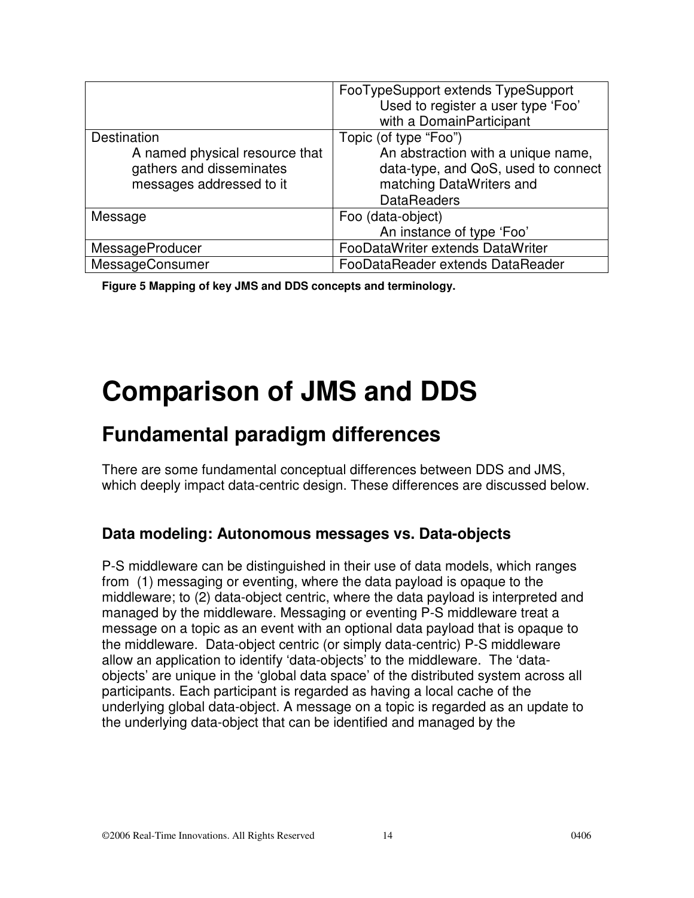| | |
|---|---|
| | FooTypeSupport extends TypeSupport<br>Used to register a user type 'Foo' with a DomainParticipant |
| Destination<br>A named physical resource that gathers and disseminates messages addressed to it | Topic (of type "Foo")<br>An abstraction with a unique name, data-type, and QoS, used to connect matching DataWriters and DataReaders |
| Message | Foo (data-object)<br>An instance of type 'Foo' |
| MessageProducer | FooDataWriter extends DataWriter |
| MessageConsumer | FooDataReader extends DataReader |

**Figure 5 Mapping of key JMS and DDS concepts and terminology.**

# Comparison of JMS and DDS

## Fundamental paradigm differences

There are some fundamental conceptual differences between DDS and JMS, which deeply impact data-centric design. These differences are discussed below.

### Data modeling: Autonomous messages vs. Data-objects

P-S middleware can be distinguished in their use of data models, which ranges from (1) messaging or eventing, where the data payload is opaque to the middleware; to (2) data-object centric, where the data payload is interpreted and managed by the middleware. Messaging or eventing P-S middleware treat a message on a topic as an event with an optional data payload that is opaque to the middleware. Data-object centric (or simply data-centric) P-S middleware allow an application to identify 'data-objects' to the middleware. The 'data-objects' are unique in the 'global data space' of the distributed system across all participants. Each participant is regarded as having a local cache of the underlying global data-object. A message on a topic is regarded as an update to the underlying data-object that can be identified and managed by the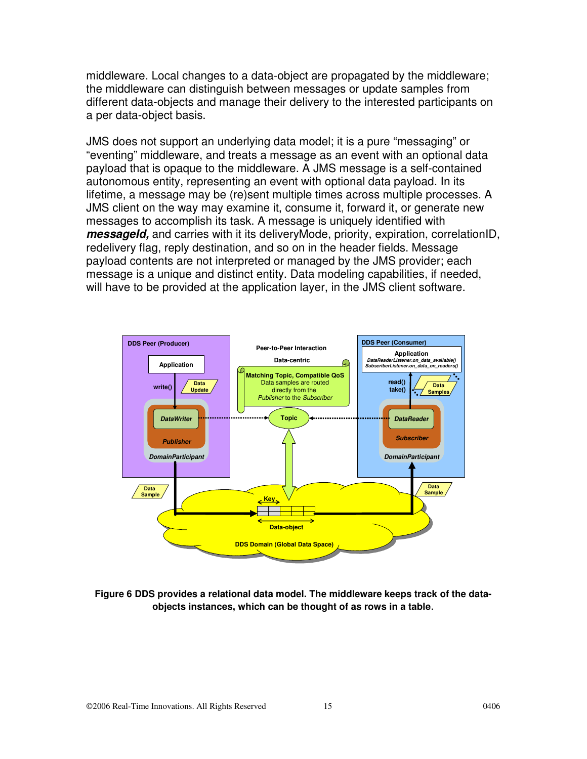middleware. Local changes to a data-object are propagated by the middleware; the middleware can distinguish between messages or update samples from different data-objects and manage their delivery to the interested participants on a per data-object basis.

JMS does not support an underlying data model; it is a pure “messaging” or “eventing” middleware, and treats a message as an event with an optional data payload that is opaque to the middleware. A JMS message is a self-contained autonomous entity, representing an event with optional data payload. In its lifetime, a message may be (re)sent multiple times across multiple processes. A JMS client on the way may examine it, consume it, forward it, or generate new messages to accomplish its task. A message is uniquely identified with ***messageId,*** and carries with it its deliveryMode, priority, expiration, correlationID, redelivery flag, reply destination, and so on in the header fields. Message payload contents are not interpreted or managed by the JMS provider; each message is a unique and distinct entity. Data modeling capabilities, if needed, will have to be provided at the application layer, in the JMS client software.

**Figure 6 DDS provides a relational data model. The middleware keeps track of the data-objects instances, which can be thought of as rows in a table.**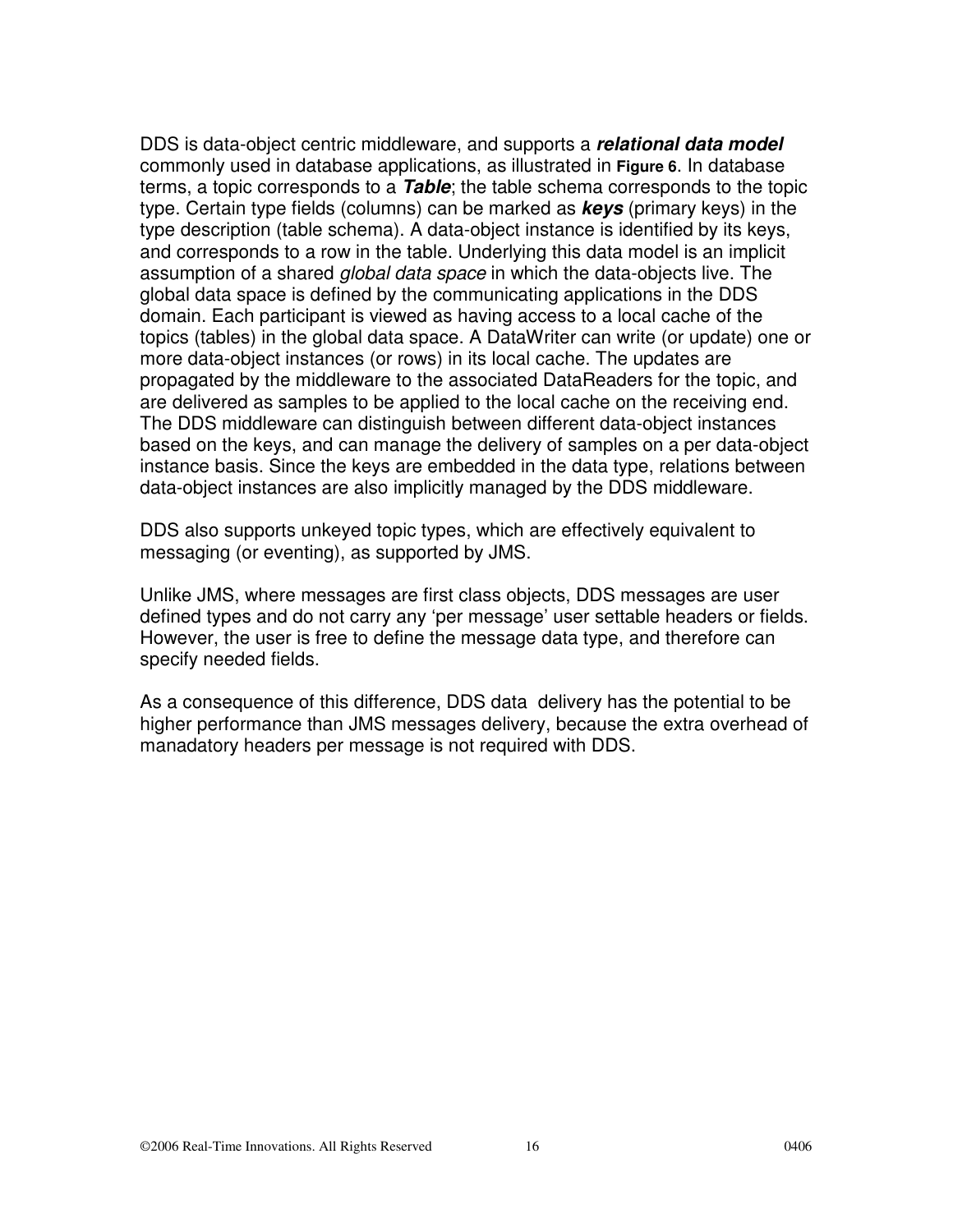DDS is data-object centric middleware, and supports a ***relational data model*** commonly used in database applications, as illustrated in **Figure 6**. In database terms, a topic corresponds to a ***Table***; the table schema corresponds to the topic type. Certain type fields (columns) can be marked as ***keys*** (primary keys) in the type description (table schema). A data-object instance is identified by its keys, and corresponds to a row in the table. Underlying this data model is an implicit assumption of a shared *global data space* in which the data-objects live. The global data space is defined by the communicating applications in the DDS domain. Each participant is viewed as having access to a local cache of the topics (tables) in the global data space. A DataWriter can write (or update) one or more data-object instances (or rows) in its local cache. The updates are propagated by the middleware to the associated DataReaders for the topic, and are delivered as samples to be applied to the local cache on the receiving end. The DDS middleware can distinguish between different data-object instances based on the keys, and can manage the delivery of samples on a per data-object instance basis. Since the keys are embedded in the data type, relations between data-object instances are also implicitly managed by the DDS middleware.

DDS also supports unkeyed topic types, which are effectively equivalent to messaging (or eventing), as supported by JMS.

Unlike JMS, where messages are first class objects, DDS messages are user defined types and do not carry any 'per message' user settable headers or fields. However, the user is free to define the message data type, and therefore can specify needed fields.

As a consequence of this difference, DDS data delivery has the potential to be higher performance than JMS messages delivery, because the extra overhead of manadatory headers per message is not required with DDS.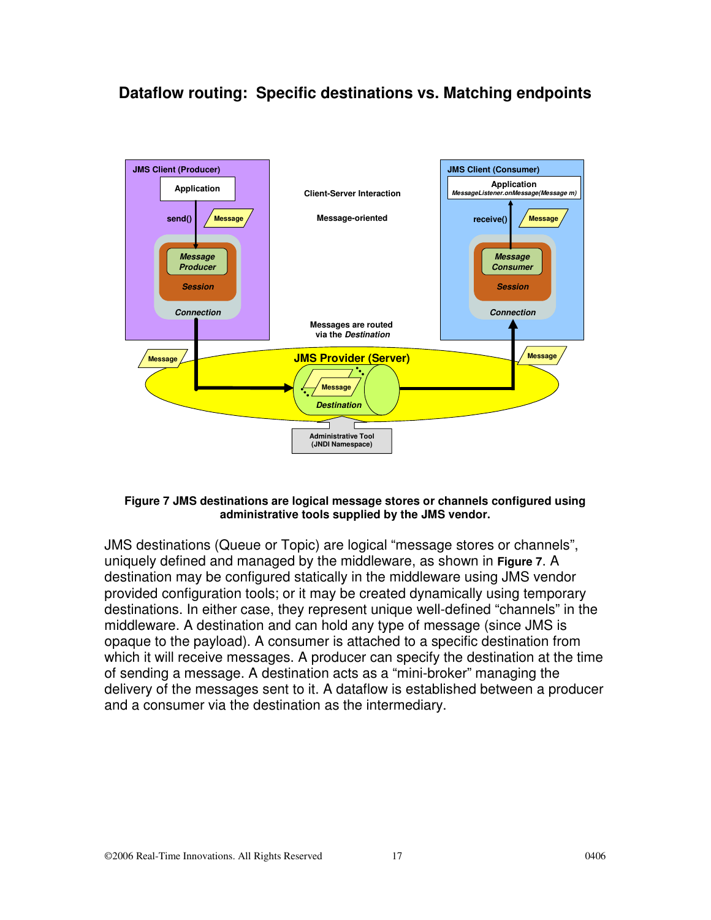## Dataflow routing: Specific destinations vs. Matching endpoints

**Figure 7 JMS destinations are logical message stores or channels configured using administrative tools supplied by the JMS vendor.**

JMS destinations (Queue or Topic) are logical "message stores or channels", uniquely defined and managed by the middleware, as shown in **Figure 7**. A destination may be configured statically in the middleware using JMS vendor provided configuration tools; or it may be created dynamically using temporary destinations. In either case, they represent unique well-defined "channels" in the middleware. A destination and can hold any type of message (since JMS is opaque to the payload). A consumer is attached to a specific destination from which it will receive messages. A producer can specify the destination at the time of sending a message. A destination acts as a "mini-broker" managing the delivery of the messages sent to it. A dataflow is established between a producer and a consumer via the destination as the intermediary.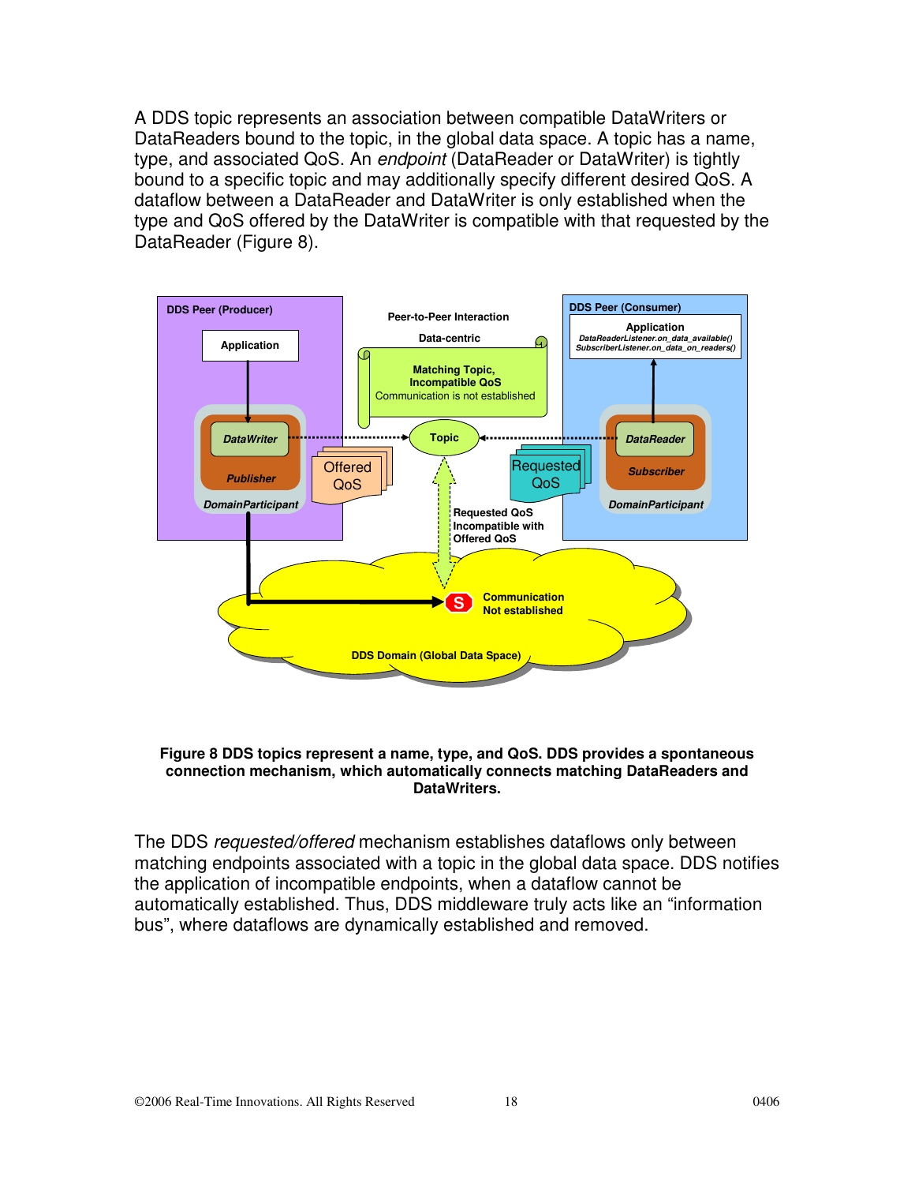A DDS topic represents an association between compatible DataWriters or DataReaders bound to the topic, in the global data space. A topic has a name, type, and associated QoS. An *endpoint* (DataReader or DataWriter) is tightly bound to a specific topic and may additionally specify different desired QoS. A dataflow between a DataReader and DataWriter is only established when the type and QoS offered by the DataWriter is compatible with that requested by the DataReader (Figure 8).

**Figure 8 DDS topics represent a name, type, and QoS. DDS provides a spontaneous connection mechanism, which automatically connects matching DataReaders and DataWriters.**

The DDS *requested/offered* mechanism establishes dataflows only between matching endpoints associated with a topic in the global data space. DDS notifies the application of incompatible endpoints, when a dataflow cannot be automatically established. Thus, DDS middleware truly acts like an "information bus", where dataflows are dynamically established and removed.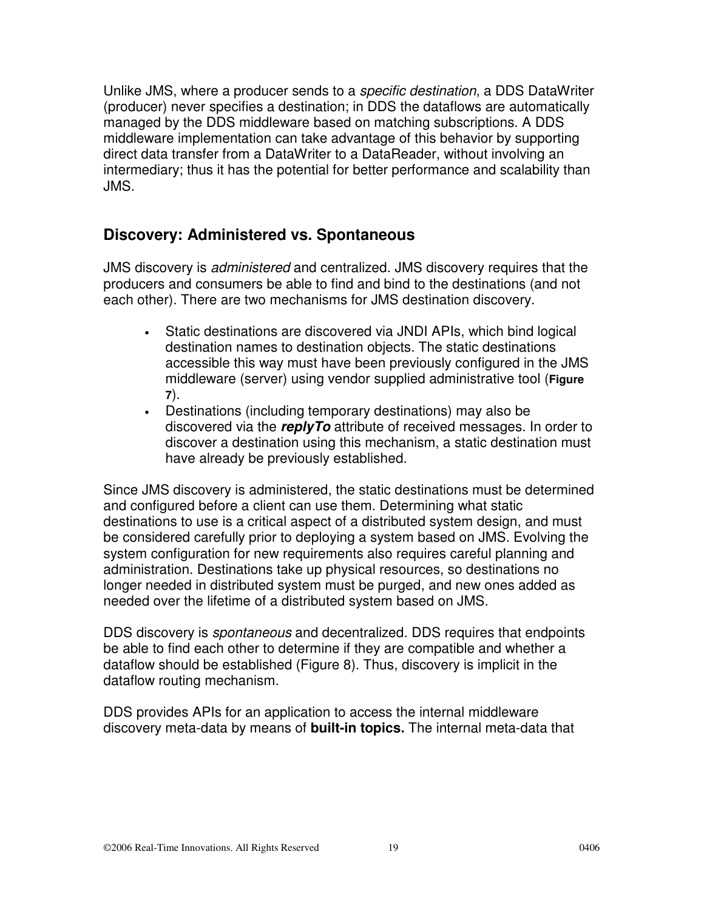Unlike JMS, where a producer sends to a *specific destination*, a DDS DataWriter (producer) never specifies a destination; in DDS the dataflows are automatically managed by the DDS middleware based on matching subscriptions. A DDS middleware implementation can take advantage of this behavior by supporting direct data transfer from a DataWriter to a DataReader, without involving an intermediary; thus it has the potential for better performance and scalability than JMS.

## Discovery: Administered vs. Spontaneous

JMS discovery is *administered* and centralized. JMS discovery requires that the producers and consumers be able to find and bind to the destinations (and not each other). There are two mechanisms for JMS destination discovery.

- Static destinations are discovered via JNDI APIs, which bind logical destination names to destination objects. The static destinations accessible this way must have been previously configured in the JMS middleware (server) using vendor supplied administrative tool (**Figure 7**).
- Destinations (including temporary destinations) may also be discovered via the ***replyTo*** attribute of received messages. In order to discover a destination using this mechanism, a static destination must have already be previously established.

Since JMS discovery is administered, the static destinations must be determined and configured before a client can use them. Determining what static destinations to use is a critical aspect of a distributed system design, and must be considered carefully prior to deploying a system based on JMS. Evolving the system configuration for new requirements also requires careful planning and administration. Destinations take up physical resources, so destinations no longer needed in distributed system must be purged, and new ones added as needed over the lifetime of a distributed system based on JMS.

DDS discovery is *spontaneous* and decentralized. DDS requires that endpoints be able to find each other to determine if they are compatible and whether a dataflow should be established (Figure 8). Thus, discovery is implicit in the dataflow routing mechanism.

DDS provides APIs for an application to access the internal middleware discovery meta-data by means of **built-in topics.** The internal meta-data that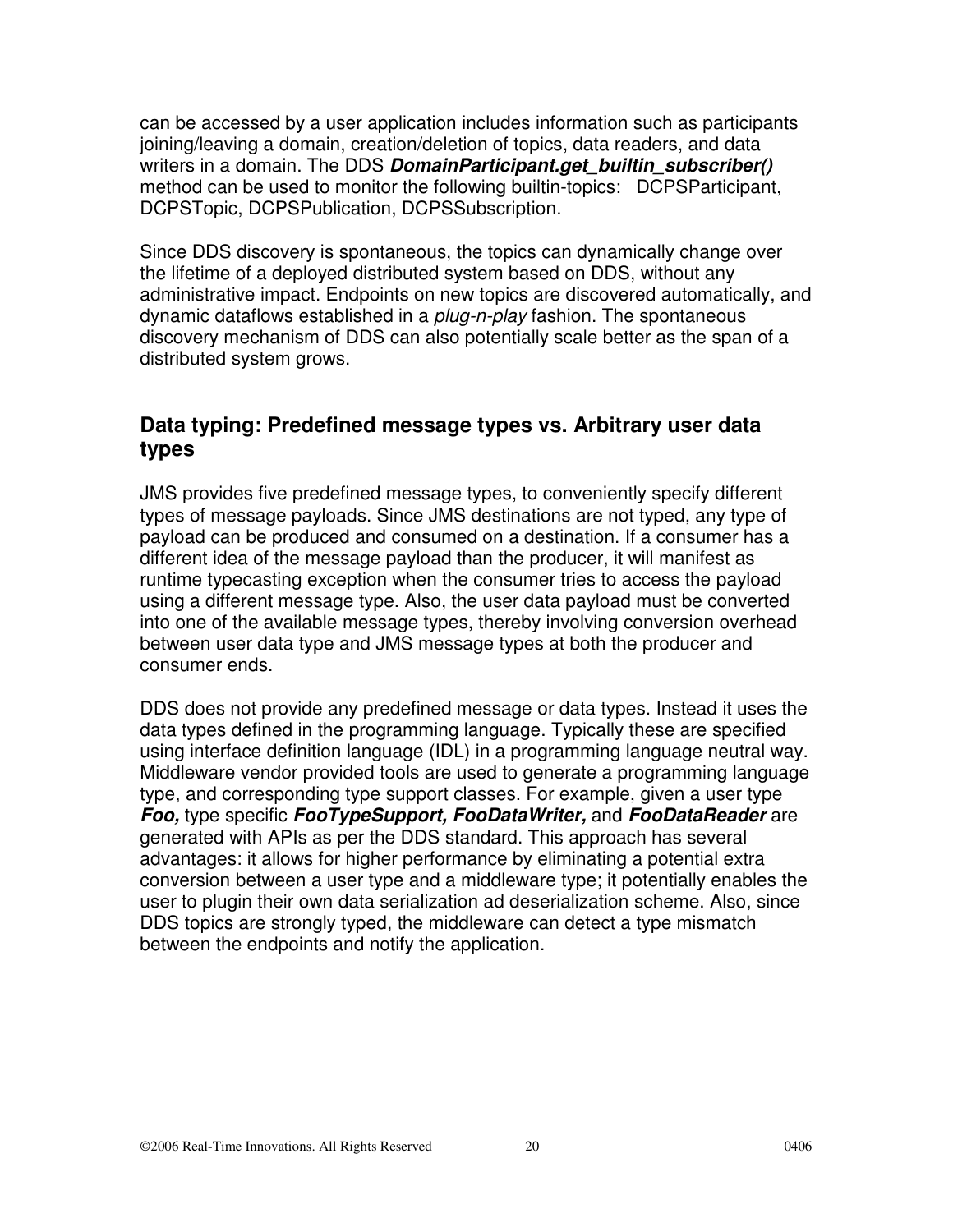can be accessed by a user application includes information such as participants joining/leaving a domain, creation/deletion of topics, data readers, and data writers in a domain. The DDS ***DomainParticipant.get_builtin_subscriber()*** method can be used to monitor the following builtin-topics: DCPSParticipant, DCPSTopic, DCPSPublication, DCPSSubscription.

Since DDS discovery is spontaneous, the topics can dynamically change over the lifetime of a deployed distributed system based on DDS, without any administrative impact. Endpoints on new topics are discovered automatically, and dynamic dataflows established in a *plug-n-play* fashion. The spontaneous discovery mechanism of DDS can also potentially scale better as the span of a distributed system grows.

## Data typing: Predefined message types vs. Arbitrary user data types

JMS provides five predefined message types, to conveniently specify different types of message payloads. Since JMS destinations are not typed, any type of payload can be produced and consumed on a destination. If a consumer has a different idea of the message payload than the producer, it will manifest as runtime typecasting exception when the consumer tries to access the payload using a different message type. Also, the user data payload must be converted into one of the available message types, thereby involving conversion overhead between user data type and JMS message types at both the producer and consumer ends.

DDS does not provide any predefined message or data types. Instead it uses the data types defined in the programming language. Typically these are specified using interface definition language (IDL) in a programming language neutral way. Middleware vendor provided tools are used to generate a programming language type, and corresponding type support classes. For example, given a user type ***Foo,*** type specific ***FooTypeSupport, FooDataWriter,*** and ***FooDataReader*** are generated with APIs as per the DDS standard. This approach has several advantages: it allows for higher performance by eliminating a potential extra conversion between a user type and a middleware type; it potentially enables the user to plugin their own data serialization ad deserialization scheme. Also, since DDS topics are strongly typed, the middleware can detect a type mismatch between the endpoints and notify the application.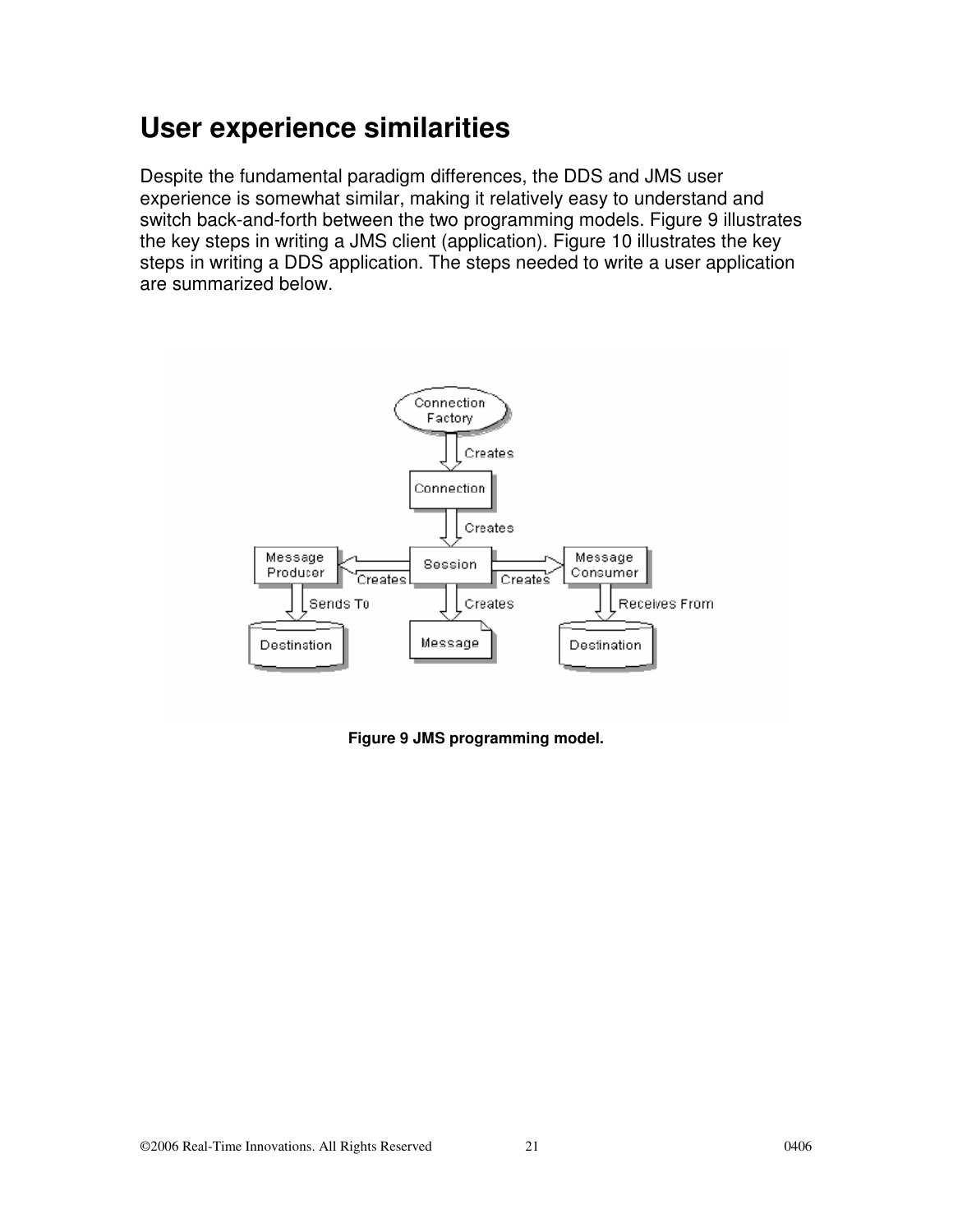## User experience similarities

Despite the fundamental paradigm differences, the DDS and JMS user experience is somewhat similar, making it relatively easy to understand and switch back-and-forth between the two programming models. Figure 9 illustrates the key steps in writing a JMS client (application). Figure 10 illustrates the key steps in writing a DDS application. The steps needed to write a user application are summarized below.

**Figure 9 JMS programming model.**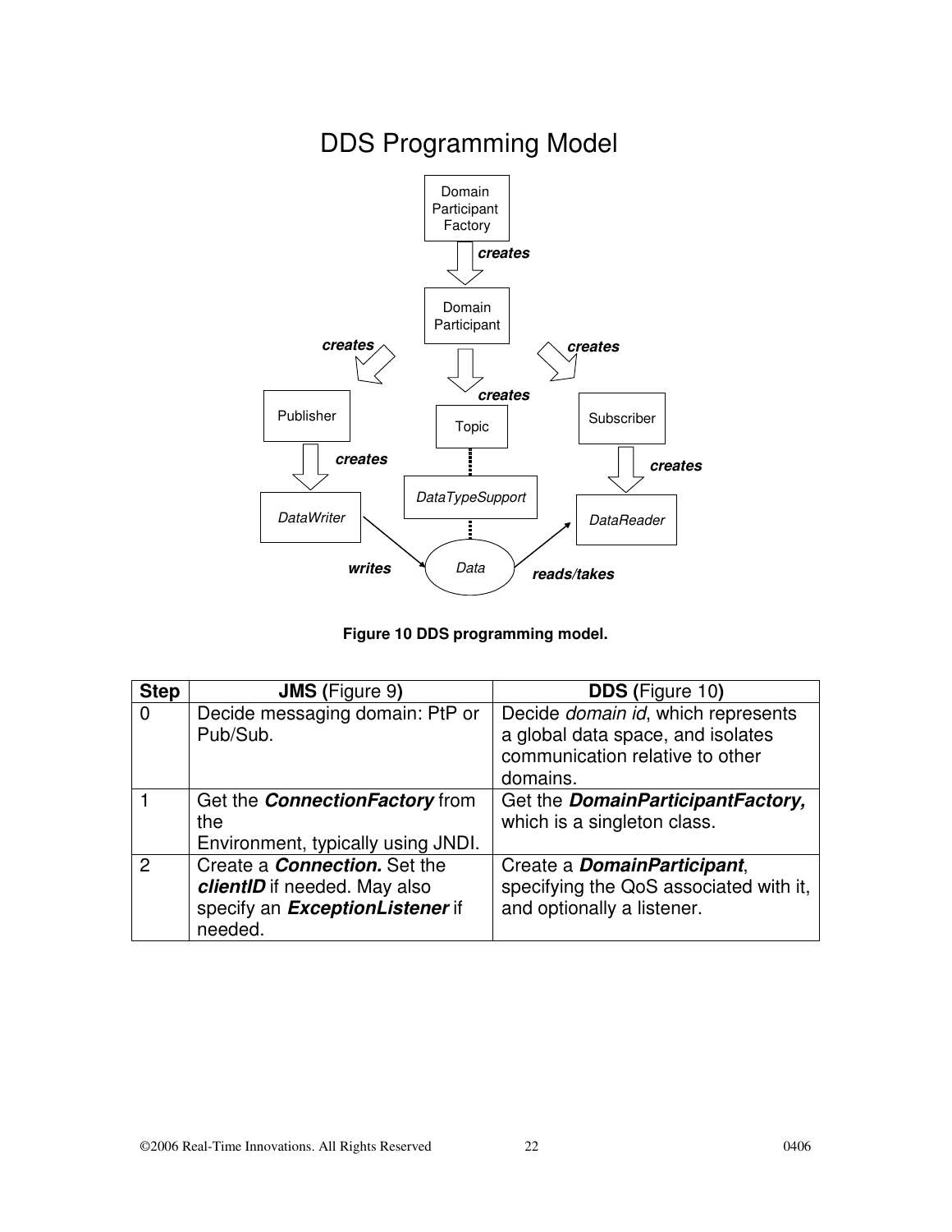# DDS Programming Model

Domain Participant Factory

creates

Domain Participant

creates creates creates

Publisher Topic Subscriber

creates creates

DataWriter DataTypeSupport DataReader

writes Data reads/takes

**Figure 10 DDS programming model.**

| **Step** | **JMS (**Figure 9**)** | **DDS (**Figure 10**)** |
|---|---|---|
| 0 | Decide messaging domain: PtP or Pub/Sub. | Decide *domain id*, which represents a global data space, and isolates communication relative to other domains. |
| 1 | Get the ***ConnectionFactory*** from the Environment, typically using JNDI. | Get the ***DomainParticipantFactory,*** which is a singleton class. |
| 2 | Create a ***Connection.*** Set the ***clientID*** if needed. May also specify an ***ExceptionListener*** if needed. | Create a ***DomainParticipant***, specifying the QoS associated with it, and optionally a listener. |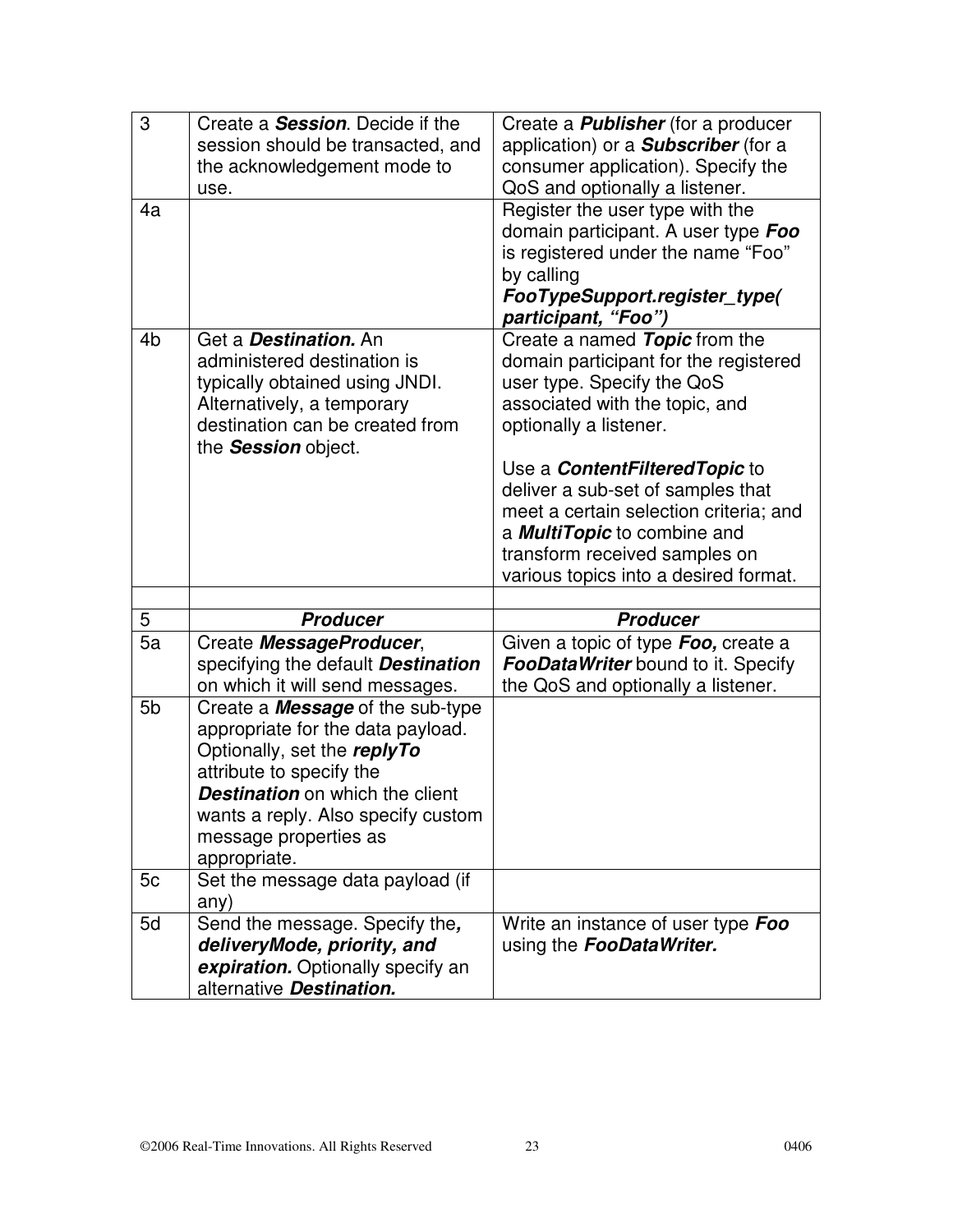| | | |
|---|---|---|
| 3 | Create a ***Session***. Decide if the session should be transacted, and the acknowledgement mode to use. | Create a ***Publisher*** (for a producer application) or a ***Subscriber*** (for a consumer application). Specify the QoS and optionally a listener. |
| 4a | | Register the user type with the domain participant. A user type ***Foo*** is registered under the name "Foo" by calling ***FooTypeSupport.register_type( participant, "Foo")*** |
| 4b | Get a ***Destination.*** An administered destination is typically obtained using JNDI. Alternatively, a temporary destination can be created from the ***Session*** object. | Create a named ***Topic*** from the domain participant for the registered user type. Specify the QoS associated with the topic, and optionally a listener.<br><br>Use a ***ContentFilteredTopic*** to deliver a sub-set of samples that meet a certain selection criteria; and a ***MultiTopic*** to combine and transform received samples on various topics into a desired format. |
| | | |
| 5 | ***Producer*** | ***Producer*** |
| 5a | Create ***MessageProducer***, specifying the default ***Destination*** on which it will send messages. | Given a topic of type ***Foo,*** create a ***FooDataWriter*** bound to it. Specify the QoS and optionally a listener. |
| 5b | Create a ***Message*** of the sub-type appropriate for the data payload. Optionally, set the ***replyTo*** attribute to specify the ***Destination*** on which the client wants a reply. Also specify custom message properties as appropriate. | |
| 5c | Set the message data payload (if any) | |
| 5d | Send the message. Specify the***, deliveryMode, priority, and expiration.*** Optionally specify an alternative ***Destination.*** | Write an instance of user type ***Foo*** using the ***FooDataWriter.*** |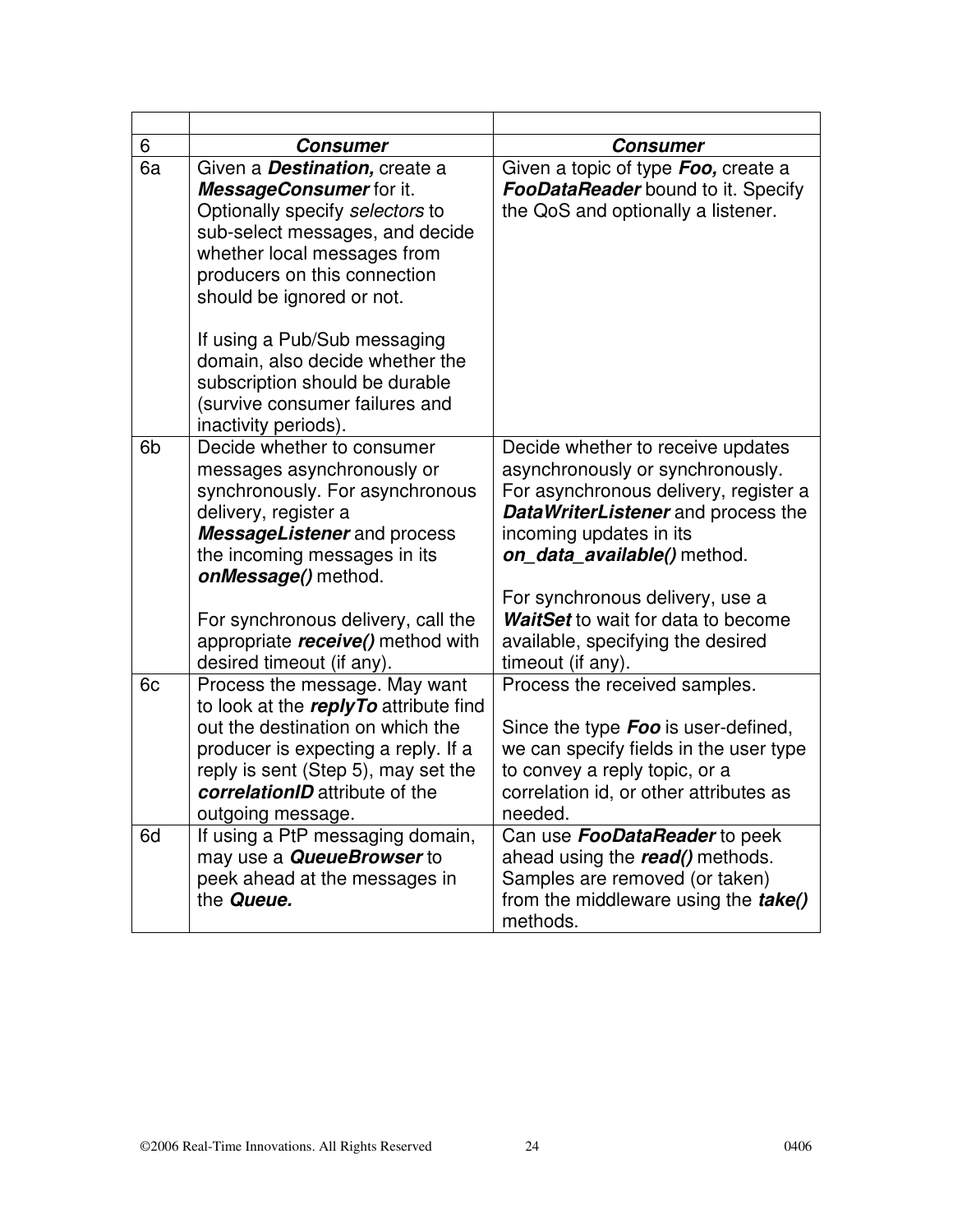| | | |
|---|---|---|
| 6 | ***Consumer*** | ***Consumer*** |
| 6a | Given a ***Destination,*** create a ***MessageConsumer*** for it. Optionally specify *selectors* to sub-select messages, and decide whether local messages from producers on this connection should be ignored or not.<br><br>If using a Pub/Sub messaging domain, also decide whether the subscription should be durable (survive consumer failures and inactivity periods). | Given a topic of type ***Foo,*** create a ***FooDataReader*** bound to it. Specify the QoS and optionally a listener. |
| 6b | Decide whether to consumer messages asynchronously or synchronously. For asynchronous delivery, register a ***MessageListener*** and process the incoming messages in its ***onMessage()*** method.<br><br>For synchronous delivery, call the appropriate ***receive()*** method with desired timeout (if any). | Decide whether to receive updates asynchronously or synchronously. For asynchronous delivery, register a ***DataWriterListener*** and process the incoming updates in its ***on_data_available()*** method.<br><br>For synchronous delivery, use a ***WaitSet*** to wait for data to become available, specifying the desired timeout (if any). |
| 6c | Process the message. May want to look at the ***replyTo*** attribute find out the destination on which the producer is expecting a reply. If a reply is sent (Step 5), may set the ***correlationID*** attribute of the outgoing message. | Process the received samples.<br><br>Since the type ***Foo*** is user-defined, we can specify fields in the user type to convey a reply topic, or a correlation id, or other attributes as needed. |
| 6d | If using a PtP messaging domain, may use a ***QueueBrowser*** to peek ahead at the messages in the ***Queue.*** | Can use ***FooDataReader*** to peek ahead using the ***read()*** methods. Samples are removed (or taken) from the middleware using the ***take()*** methods. |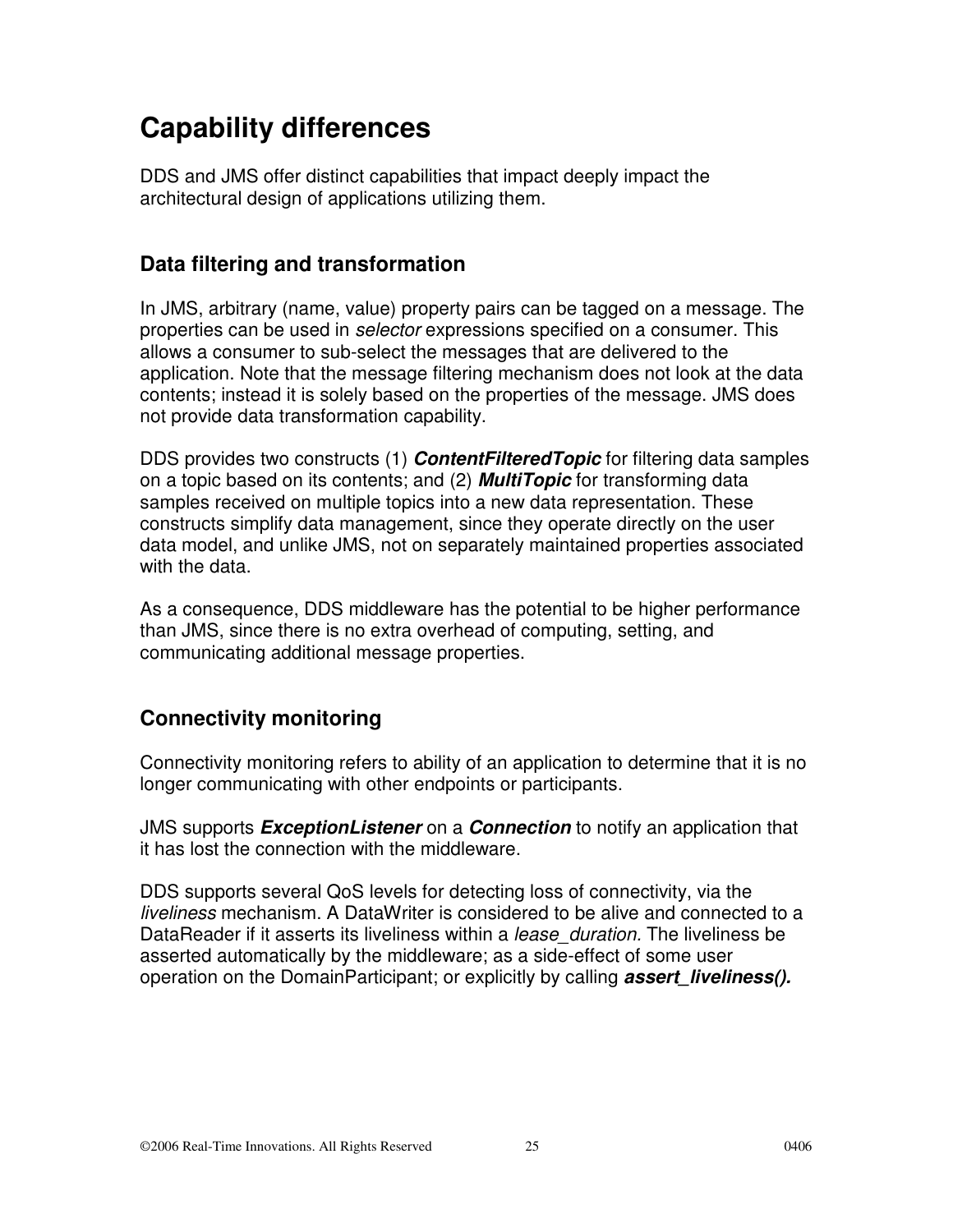# Capability differences

DDS and JMS offer distinct capabilities that impact deeply impact the architectural design of applications utilizing them.

## Data filtering and transformation

In JMS, arbitrary (name, value) property pairs can be tagged on a message. The properties can be used in *selector* expressions specified on a consumer. This allows a consumer to sub-select the messages that are delivered to the application. Note that the message filtering mechanism does not look at the data contents; instead it is solely based on the properties of the message. JMS does not provide data transformation capability.

DDS provides two constructs (1) ***ContentFilteredTopic*** for filtering data samples on a topic based on its contents; and (2) ***MultiTopic*** for transforming data samples received on multiple topics into a new data representation. These constructs simplify data management, since they operate directly on the user data model, and unlike JMS, not on separately maintained properties associated with the data.

As a consequence, DDS middleware has the potential to be higher performance than JMS, since there is no extra overhead of computing, setting, and communicating additional message properties.

## Connectivity monitoring

Connectivity monitoring refers to ability of an application to determine that it is no longer communicating with other endpoints or participants.

JMS supports ***ExceptionListener*** on a ***Connection*** to notify an application that it has lost the connection with the middleware.

DDS supports several QoS levels for detecting loss of connectivity, via the *liveliness* mechanism. A DataWriter is considered to be alive and connected to a DataReader if it asserts its liveliness within a *lease_duration.* The liveliness be asserted automatically by the middleware; as a side-effect of some user operation on the DomainParticipant; or explicitly by calling ***assert_liveliness().***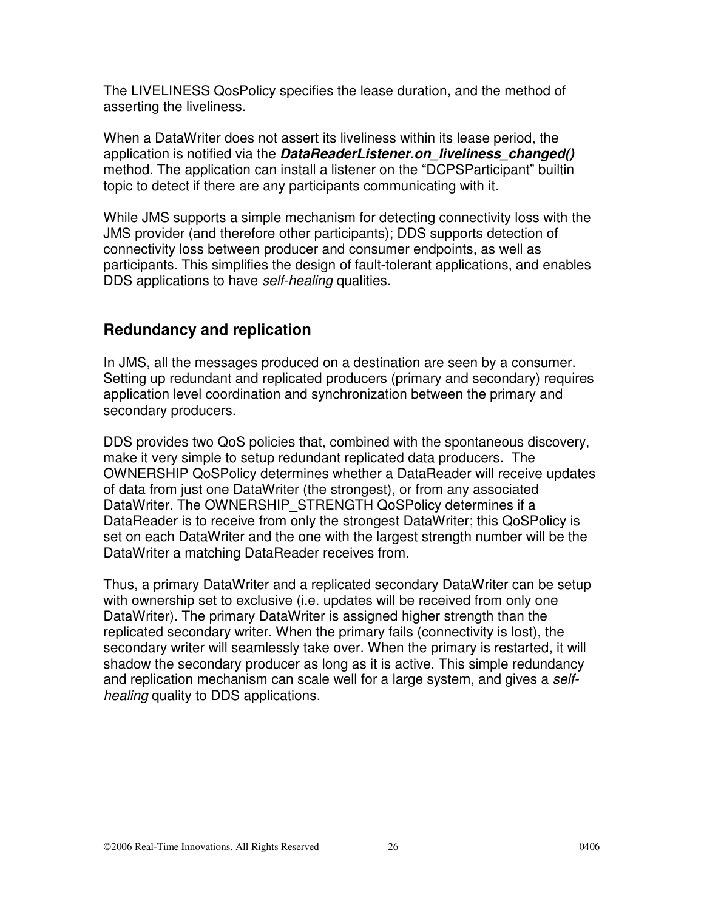The LIVELINESS QosPolicy specifies the lease duration, and the method of asserting the liveliness.

When a DataWriter does not assert its liveliness within its lease period, the application is notified via the ***DataReaderListener.on_liveliness_changed()*** method. The application can install a listener on the "DCPSParticipant" builtin topic to detect if there are any participants communicating with it.

While JMS supports a simple mechanism for detecting connectivity loss with the JMS provider (and therefore other participants); DDS supports detection of connectivity loss between producer and consumer endpoints, as well as participants. This simplifies the design of fault-tolerant applications, and enables DDS applications to have *self-healing* qualities.

## Redundancy and replication

In JMS, all the messages produced on a destination are seen by a consumer. Setting up redundant and replicated producers (primary and secondary) requires application level coordination and synchronization between the primary and secondary producers.

DDS provides two QoS policies that, combined with the spontaneous discovery, make it very simple to setup redundant replicated data producers. The OWNERSHIP QoSPolicy determines whether a DataReader will receive updates of data from just one DataWriter (the strongest), or from any associated DataWriter. The OWNERSHIP_STRENGTH QoSPolicy determines if a DataReader is to receive from only the strongest DataWriter; this QoSPolicy is set on each DataWriter and the one with the largest strength number will be the DataWriter a matching DataReader receives from.

Thus, a primary DataWriter and a replicated secondary DataWriter can be setup with ownership set to exclusive (i.e. updates will be received from only one DataWriter). The primary DataWriter is assigned higher strength than the replicated secondary writer. When the primary fails (connectivity is lost), the secondary writer will seamlessly take over. When the primary is restarted, it will shadow the secondary producer as long as it is active. This simple redundancy and replication mechanism can scale well for a large system, and gives a *self-healing* quality to DDS applications.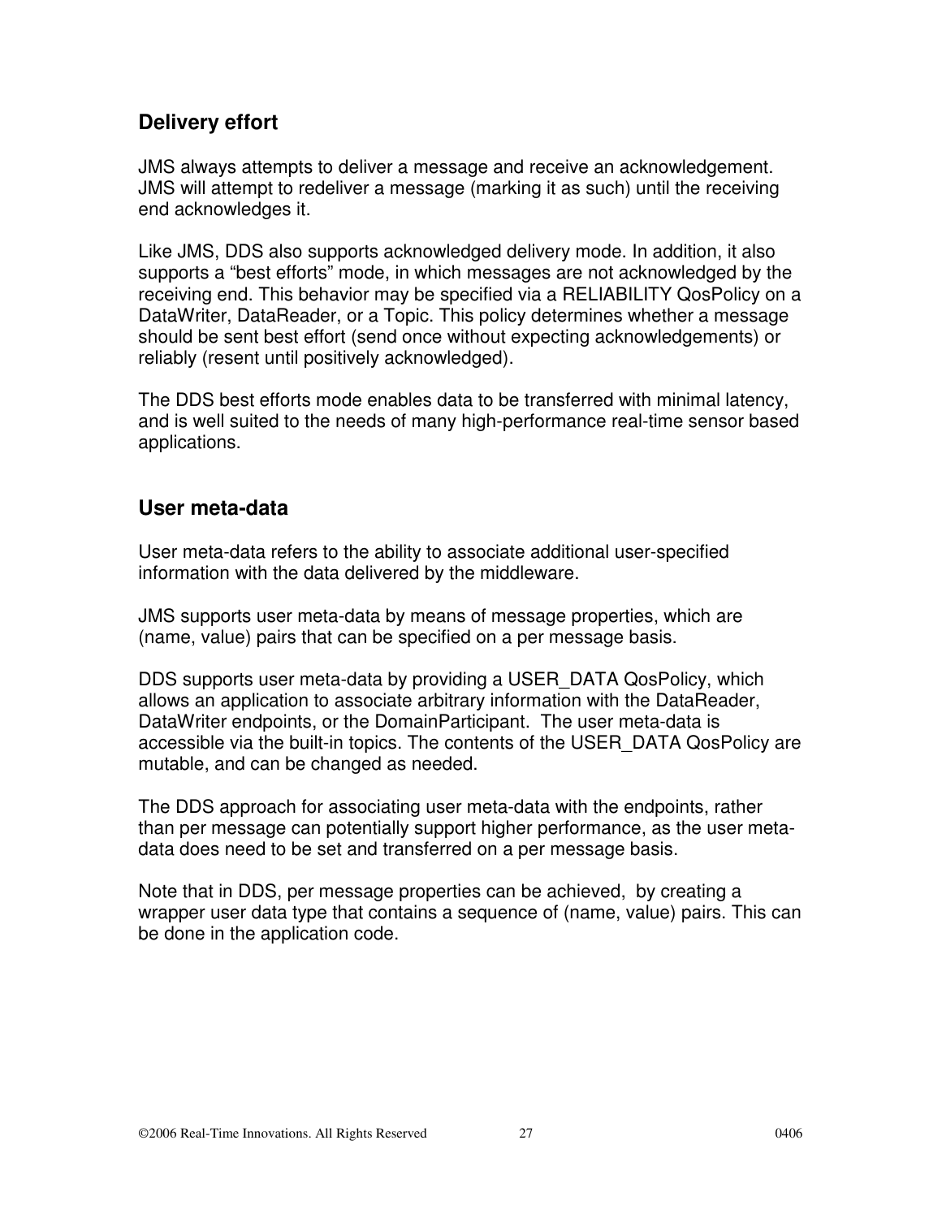## Delivery effort

JMS always attempts to deliver a message and receive an acknowledgement. JMS will attempt to redeliver a message (marking it as such) until the receiving end acknowledges it.

Like JMS, DDS also supports acknowledged delivery mode. In addition, it also supports a “best efforts” mode, in which messages are not acknowledged by the receiving end. This behavior may be specified via a RELIABILITY QosPolicy on a DataWriter, DataReader, or a Topic. This policy determines whether a message should be sent best effort (send once without expecting acknowledgements) or reliably (resent until positively acknowledged).

The DDS best efforts mode enables data to be transferred with minimal latency, and is well suited to the needs of many high-performance real-time sensor based applications.

## User meta-data

User meta-data refers to the ability to associate additional user-specified information with the data delivered by the middleware.

JMS supports user meta-data by means of message properties, which are (name, value) pairs that can be specified on a per message basis.

DDS supports user meta-data by providing a USER_DATA QosPolicy, which allows an application to associate arbitrary information with the DataReader, DataWriter endpoints, or the DomainParticipant. The user meta-data is accessible via the built-in topics. The contents of the USER_DATA QosPolicy are mutable, and can be changed as needed.

The DDS approach for associating user meta-data with the endpoints, rather than per message can potentially support higher performance, as the user meta-data does need to be set and transferred on a per message basis.

Note that in DDS, per message properties can be achieved, by creating a wrapper user data type that contains a sequence of (name, value) pairs. This can be done in the application code.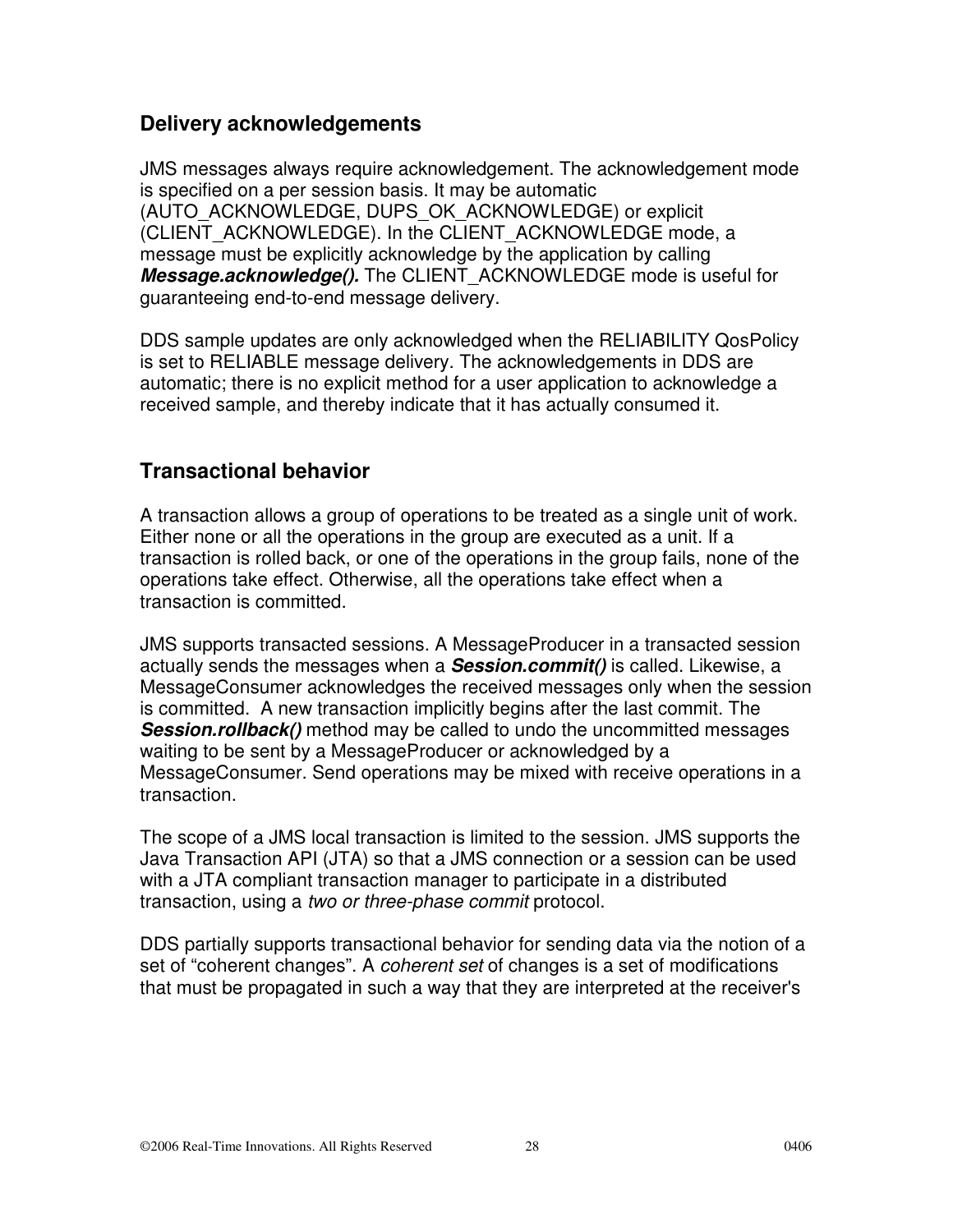## Delivery acknowledgements

JMS messages always require acknowledgement. The acknowledgement mode is specified on a per session basis. It may be automatic (AUTO_ACKNOWLEDGE, DUPS_OK_ACKNOWLEDGE) or explicit (CLIENT_ACKNOWLEDGE). In the CLIENT_ACKNOWLEDGE mode, a message must be explicitly acknowledge by the application by calling ***Message.acknowledge().*** The CLIENT_ACKNOWLEDGE mode is useful for guaranteeing end-to-end message delivery.

DDS sample updates are only acknowledged when the RELIABILITY QosPolicy is set to RELIABLE message delivery. The acknowledgements in DDS are automatic; there is no explicit method for a user application to acknowledge a received sample, and thereby indicate that it has actually consumed it.

## Transactional behavior

A transaction allows a group of operations to be treated as a single unit of work. Either none or all the operations in the group are executed as a unit. If a transaction is rolled back, or one of the operations in the group fails, none of the operations take effect. Otherwise, all the operations take effect when a transaction is committed.

JMS supports transacted sessions. A MessageProducer in a transacted session actually sends the messages when a ***Session.commit()*** is called. Likewise, a MessageConsumer acknowledges the received messages only when the session is committed. A new transaction implicitly begins after the last commit. The ***Session.rollback()*** method may be called to undo the uncommitted messages waiting to be sent by a MessageProducer or acknowledged by a MessageConsumer. Send operations may be mixed with receive operations in a transaction.

The scope of a JMS local transaction is limited to the session. JMS supports the Java Transaction API (JTA) so that a JMS connection or a session can be used with a JTA compliant transaction manager to participate in a distributed transaction, using a *two or three-phase commit* protocol.

DDS partially supports transactional behavior for sending data via the notion of a set of "coherent changes". A *coherent set* of changes is a set of modifications that must be propagated in such a way that they are interpreted at the receiver's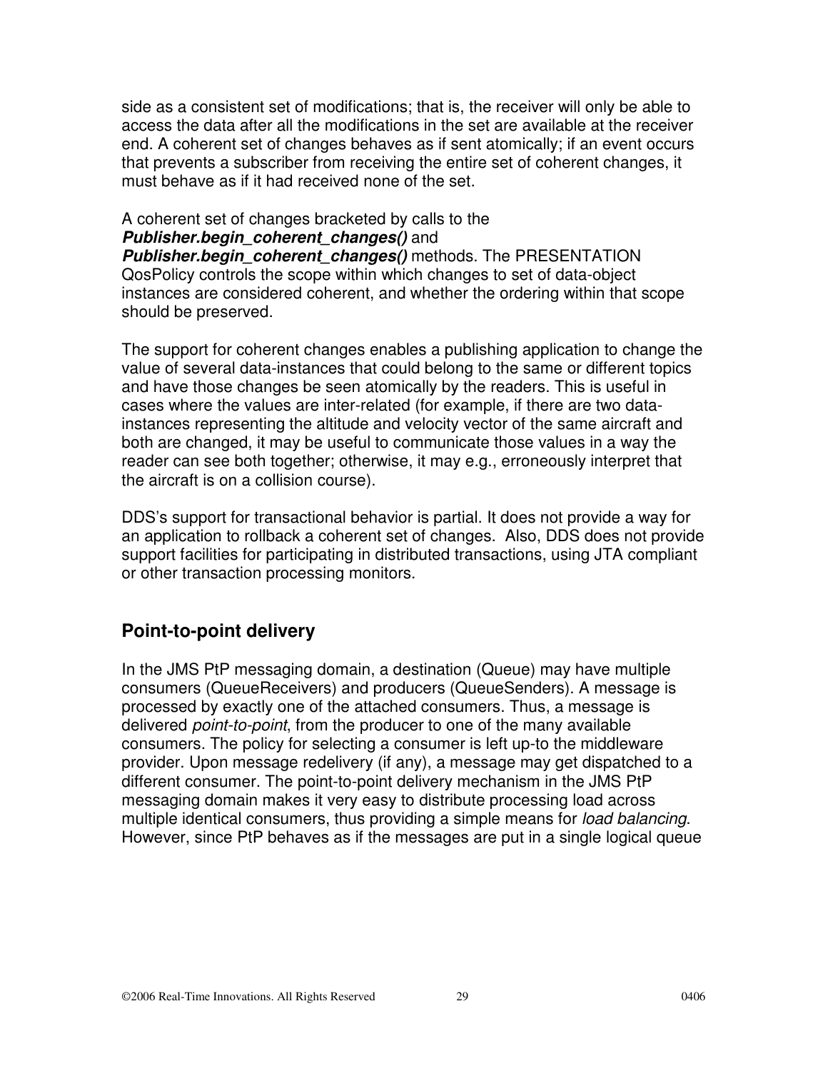side as a consistent set of modifications; that is, the receiver will only be able to access the data after all the modifications in the set are available at the receiver end. A coherent set of changes behaves as if sent atomically; if an event occurs that prevents a subscriber from receiving the entire set of coherent changes, it must behave as if it had received none of the set.

A coherent set of changes bracketed by calls to the ***Publisher.begin_coherent_changes()*** and ***Publisher.begin_coherent_changes()*** methods. The PRESENTATION QosPolicy controls the scope within which changes to set of data-object instances are considered coherent, and whether the ordering within that scope should be preserved.

The support for coherent changes enables a publishing application to change the value of several data-instances that could belong to the same or different topics and have those changes be seen atomically by the readers. This is useful in cases where the values are inter-related (for example, if there are two data-instances representing the altitude and velocity vector of the same aircraft and both are changed, it may be useful to communicate those values in a way the reader can see both together; otherwise, it may e.g., erroneously interpret that the aircraft is on a collision course).

DDS's support for transactional behavior is partial. It does not provide a way for an application to rollback a coherent set of changes. Also, DDS does not provide support facilities for participating in distributed transactions, using JTA compliant or other transaction processing monitors.

## Point-to-point delivery

In the JMS PtP messaging domain, a destination (Queue) may have multiple consumers (QueueReceivers) and producers (QueueSenders). A message is processed by exactly one of the attached consumers. Thus, a message is delivered *point-to-point*, from the producer to one of the many available consumers. The policy for selecting a consumer is left up-to the middleware provider. Upon message redelivery (if any), a message may get dispatched to a different consumer. The point-to-point delivery mechanism in the JMS PtP messaging domain makes it very easy to distribute processing load across multiple identical consumers, thus providing a simple means for *load balancing.* However, since PtP behaves as if the messages are put in a single logical queue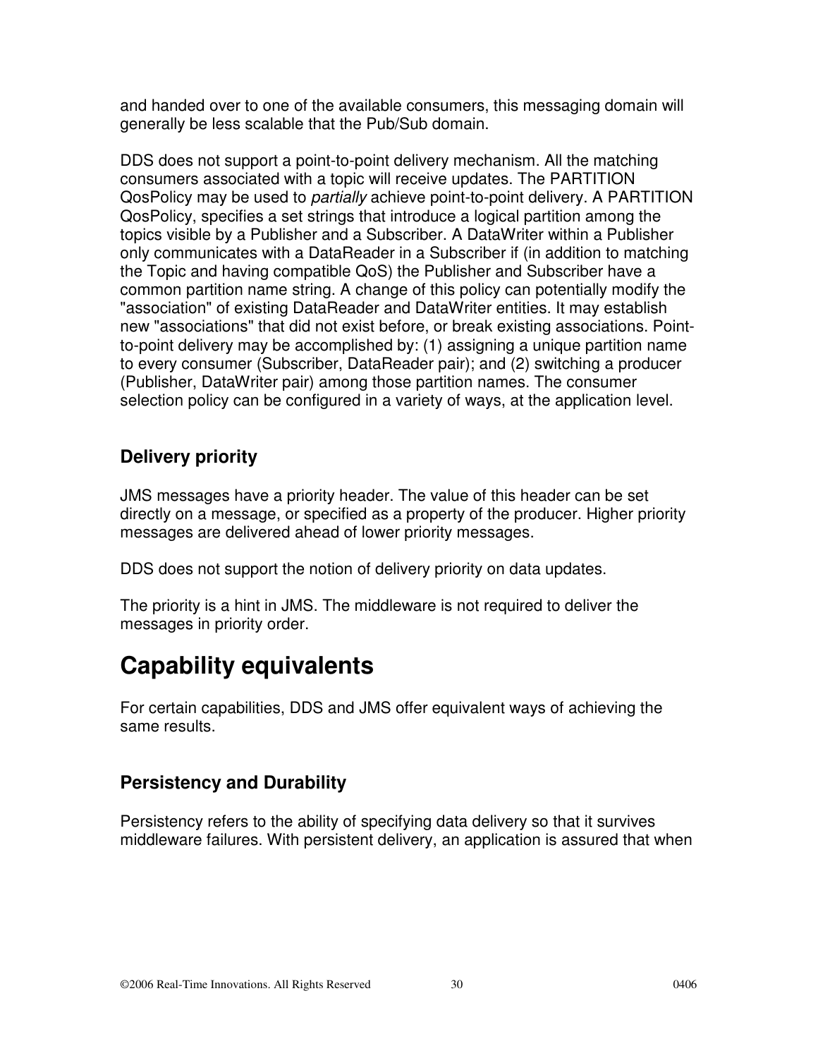and handed over to one of the available consumers, this messaging domain will generally be less scalable that the Pub/Sub domain.

DDS does not support a point-to-point delivery mechanism. All the matching consumers associated with a topic will receive updates. The PARTITION QosPolicy may be used to *partially* achieve point-to-point delivery. A PARTITION QosPolicy, specifies a set strings that introduce a logical partition among the topics visible by a Publisher and a Subscriber. A DataWriter within a Publisher only communicates with a DataReader in a Subscriber if (in addition to matching the Topic and having compatible QoS) the Publisher and Subscriber have a common partition name string. A change of this policy can potentially modify the "association" of existing DataReader and DataWriter entities. It may establish new "associations" that did not exist before, or break existing associations. Point-to-point delivery may be accomplished by: (1) assigning a unique partition name to every consumer (Subscriber, DataReader pair); and (2) switching a producer (Publisher, DataWriter pair) among those partition names. The consumer selection policy can be configured in a variety of ways, at the application level.

### Delivery priority

JMS messages have a priority header. The value of this header can be set directly on a message, or specified as a property of the producer. Higher priority messages are delivered ahead of lower priority messages.

DDS does not support the notion of delivery priority on data updates.

The priority is a hint in JMS. The middleware is not required to deliver the messages in priority order.

## Capability equivalents

For certain capabilities, DDS and JMS offer equivalent ways of achieving the same results.

### Persistency and Durability

Persistency refers to the ability of specifying data delivery so that it survives middleware failures. With persistent delivery, an application is assured that when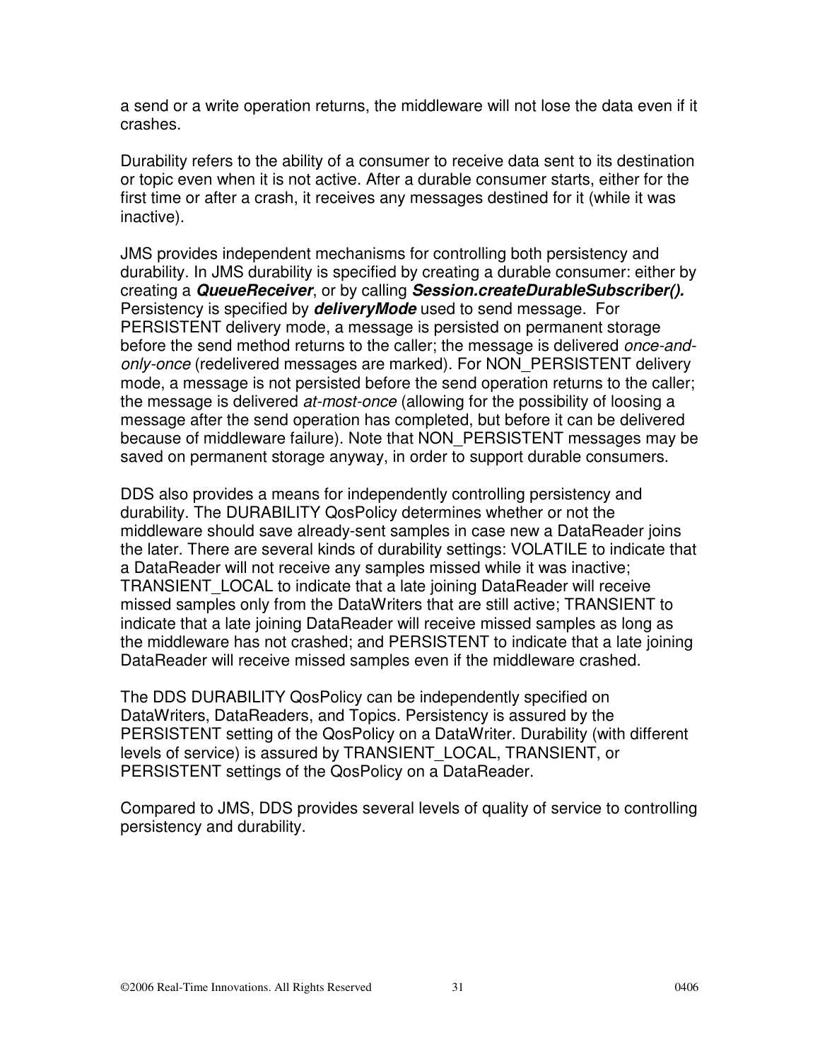a send or a write operation returns, the middleware will not lose the data even if it crashes.

Durability refers to the ability of a consumer to receive data sent to its destination or topic even when it is not active. After a durable consumer starts, either for the first time or after a crash, it receives any messages destined for it (while it was inactive).

JMS provides independent mechanisms for controlling both persistency and durability. In JMS durability is specified by creating a durable consumer: either by creating a ***QueueReceiver***, or by calling ***Session.createDurableSubscriber().*** Persistency is specified by ***deliveryMode*** used to send message. For PERSISTENT delivery mode, a message is persisted on permanent storage before the send method returns to the caller; the message is delivered *once-and-only-once* (redelivered messages are marked). For NON_PERSISTENT delivery mode, a message is not persisted before the send operation returns to the caller; the message is delivered *at-most-once* (allowing for the possibility of loosing a message after the send operation has completed, but before it can be delivered because of middleware failure). Note that NON_PERSISTENT messages may be saved on permanent storage anyway, in order to support durable consumers.

DDS also provides a means for independently controlling persistency and durability. The DURABILITY QosPolicy determines whether or not the middleware should save already-sent samples in case new a DataReader joins the later. There are several kinds of durability settings: VOLATILE to indicate that a DataReader will not receive any samples missed while it was inactive; TRANSIENT_LOCAL to indicate that a late joining DataReader will receive missed samples only from the DataWriters that are still active; TRANSIENT to indicate that a late joining DataReader will receive missed samples as long as the middleware has not crashed; and PERSISTENT to indicate that a late joining DataReader will receive missed samples even if the middleware crashed.

The DDS DURABILITY QosPolicy can be independently specified on DataWriters, DataReaders, and Topics. Persistency is assured by the PERSISTENT setting of the QosPolicy on a DataWriter. Durability (with different levels of service) is assured by TRANSIENT_LOCAL, TRANSIENT, or PERSISTENT settings of the QosPolicy on a DataReader.

Compared to JMS, DDS provides several levels of quality of service to controlling persistency and durability.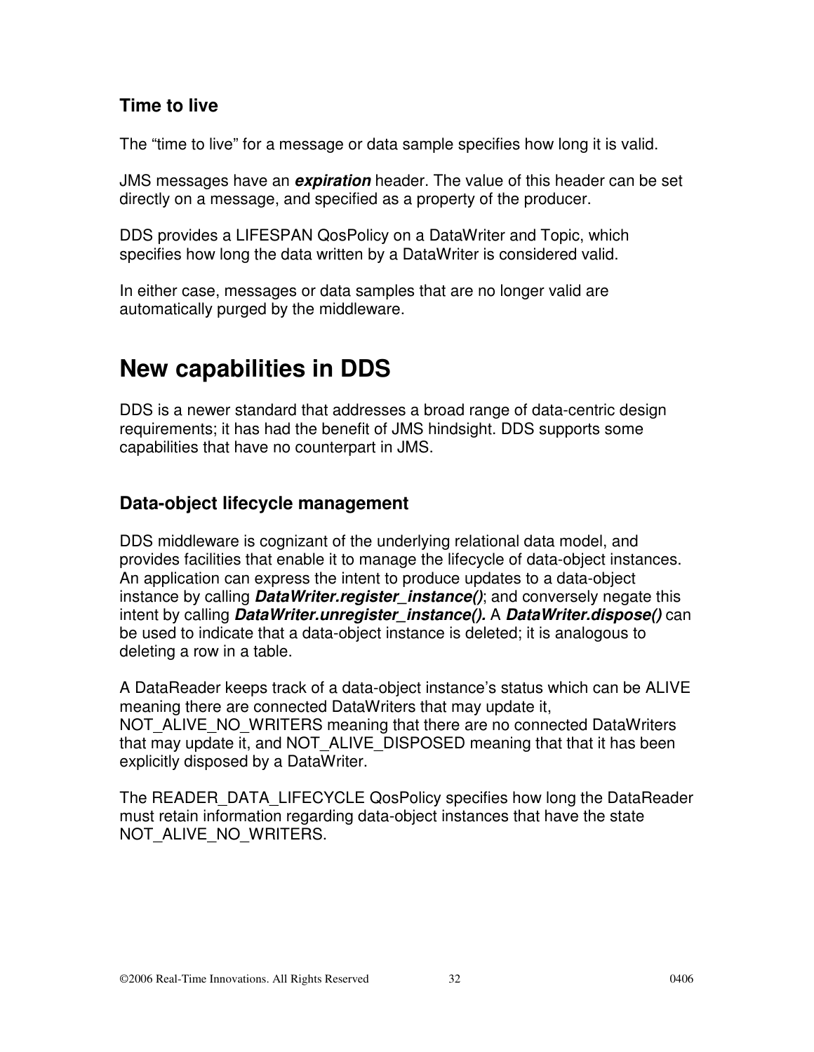### Time to live

The "time to live" for a message or data sample specifies how long it is valid.

JMS messages have an ***expiration*** header. The value of this header can be set directly on a message, and specified as a property of the producer.

DDS provides a LIFESPAN QosPolicy on a DataWriter and Topic, which specifies how long the data written by a DataWriter is considered valid.

In either case, messages or data samples that are no longer valid are automatically purged by the middleware.

## New capabilities in DDS

DDS is a newer standard that addresses a broad range of data-centric design requirements; it has had the benefit of JMS hindsight. DDS supports some capabilities that have no counterpart in JMS.

### Data-object lifecycle management

DDS middleware is cognizant of the underlying relational data model, and provides facilities that enable it to manage the lifecycle of data-object instances. An application can express the intent to produce updates to a data-object instance by calling ***DataWriter.register_instance()***; and conversely negate this intent by calling ***DataWriter.unregister_instance().*** A ***DataWriter.dispose()*** can be used to indicate that a data-object instance is deleted; it is analogous to deleting a row in a table.

A DataReader keeps track of a data-object instance's status which can be ALIVE meaning there are connected DataWriters that may update it, NOT_ALIVE_NO_WRITERS meaning that there are no connected DataWriters that may update it, and NOT_ALIVE_DISPOSED meaning that that it has been explicitly disposed by a DataWriter.

The READER_DATA_LIFECYCLE QosPolicy specifies how long the DataReader must retain information regarding data-object instances that have the state NOT_ALIVE_NO_WRITERS.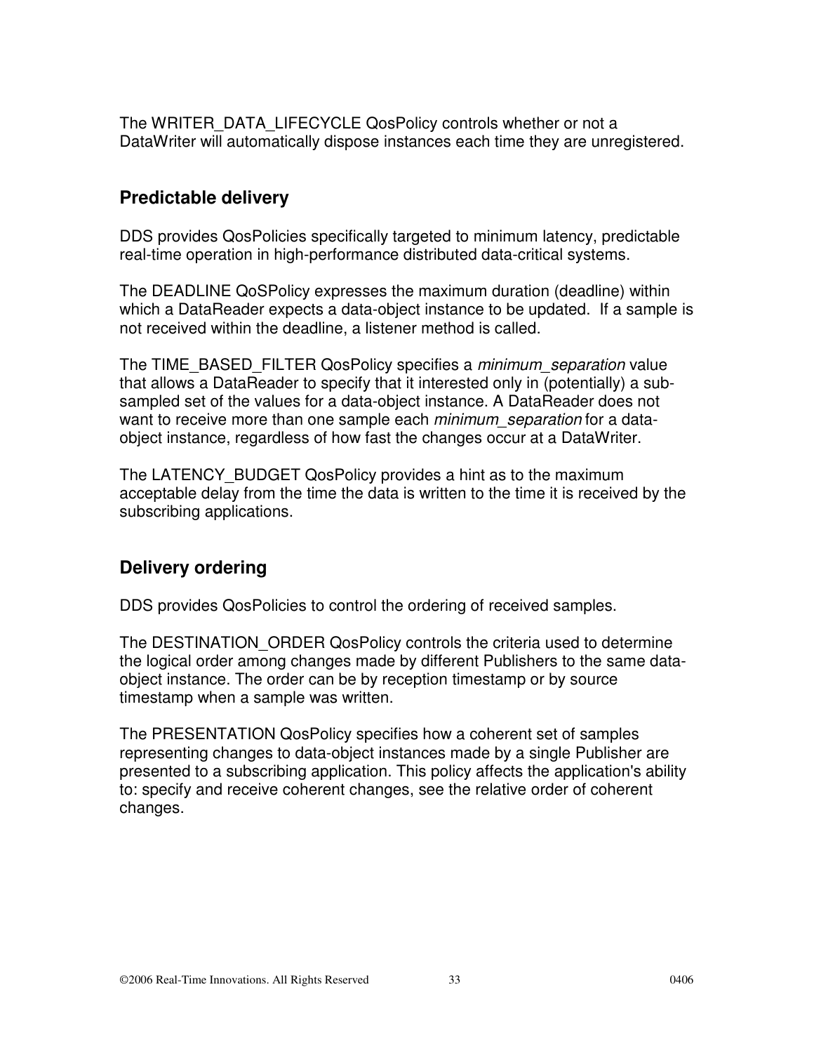The WRITER_DATA_LIFECYCLE QosPolicy controls whether or not a DataWriter will automatically dispose instances each time they are unregistered.

### Predictable delivery

DDS provides QosPolicies specifically targeted to minimum latency, predictable real-time operation in high-performance distributed data-critical systems.

The DEADLINE QoSPolicy expresses the maximum duration (deadline) within which a DataReader expects a data-object instance to be updated. If a sample is not received within the deadline, a listener method is called.

The TIME_BASED_FILTER QosPolicy specifies a *minimum_separation* value that allows a DataReader to specify that it interested only in (potentially) a sub-sampled set of the values for a data-object instance. A DataReader does not want to receive more than one sample each *minimum_separation* for a data-object instance, regardless of how fast the changes occur at a DataWriter.

The LATENCY_BUDGET QosPolicy provides a hint as to the maximum acceptable delay from the time the data is written to the time it is received by the subscribing applications.

### Delivery ordering

DDS provides QosPolicies to control the ordering of received samples.

The DESTINATION_ORDER QosPolicy controls the criteria used to determine the logical order among changes made by different Publishers to the same data-object instance. The order can be by reception timestamp or by source timestamp when a sample was written.

The PRESENTATION QosPolicy specifies how a coherent set of samples representing changes to data-object instances made by a single Publisher are presented to a subscribing application. This policy affects the application's ability to: specify and receive coherent changes, see the relative order of coherent changes.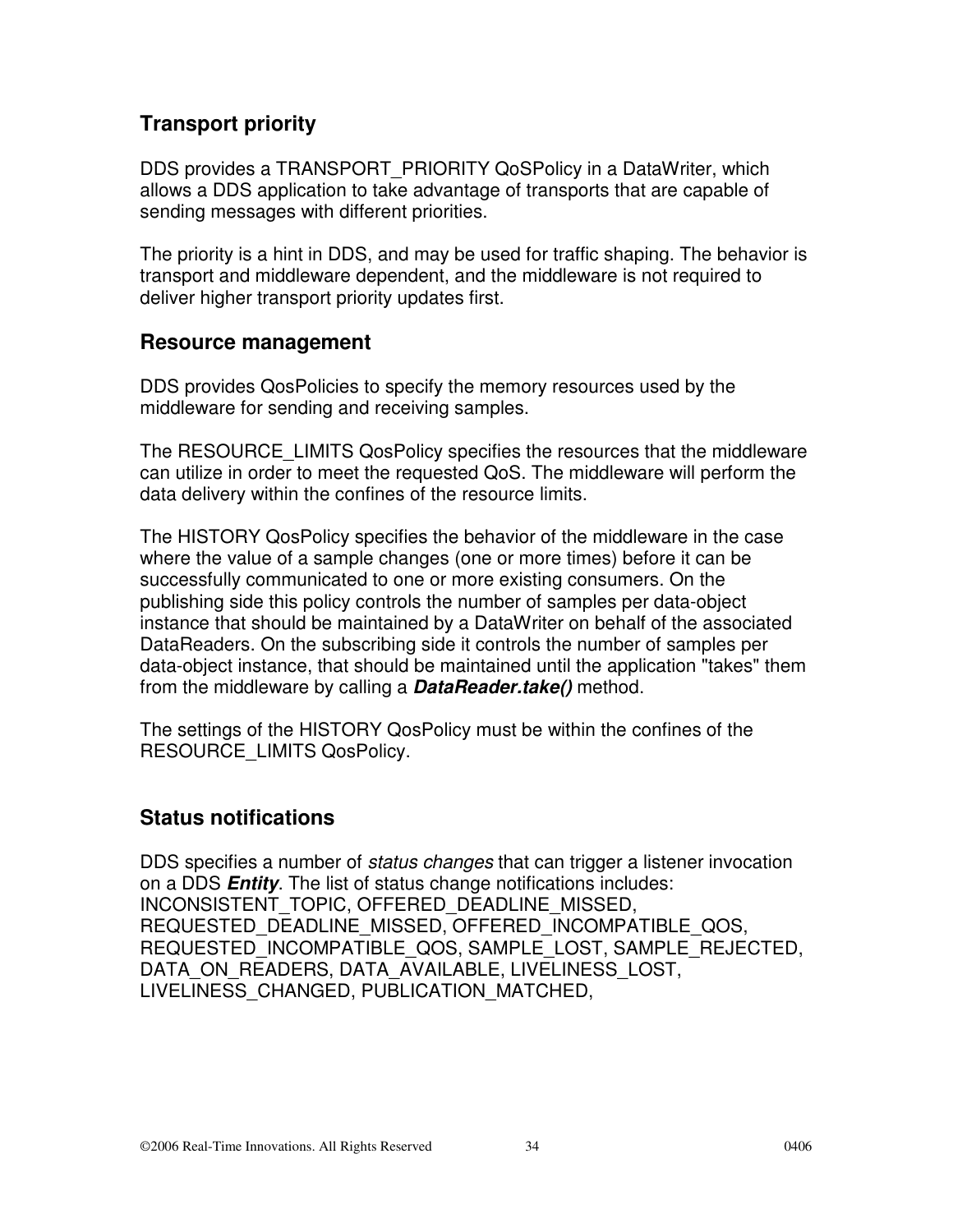## Transport priority

DDS provides a TRANSPORT_PRIORITY QoSPolicy in a DataWriter, which allows a DDS application to take advantage of transports that are capable of sending messages with different priorities.

The priority is a hint in DDS, and may be used for traffic shaping. The behavior is transport and middleware dependent, and the middleware is not required to deliver higher transport priority updates first.

## Resource management

DDS provides QosPolicies to specify the memory resources used by the middleware for sending and receiving samples.

The RESOURCE_LIMITS QosPolicy specifies the resources that the middleware can utilize in order to meet the requested QoS. The middleware will perform the data delivery within the confines of the resource limits.

The HISTORY QosPolicy specifies the behavior of the middleware in the case where the value of a sample changes (one or more times) before it can be successfully communicated to one or more existing consumers. On the publishing side this policy controls the number of samples per data-object instance that should be maintained by a DataWriter on behalf of the associated DataReaders. On the subscribing side it controls the number of samples per data-object instance, that should be maintained until the application "takes" them from the middleware by calling a ***DataReader.take()*** method.

The settings of the HISTORY QosPolicy must be within the confines of the RESOURCE_LIMITS QosPolicy.

## Status notifications

DDS specifies a number of *status changes* that can trigger a listener invocation on a DDS ***Entity***. The list of status change notifications includes: INCONSISTENT_TOPIC, OFFERED_DEADLINE_MISSED, REQUESTED_DEADLINE_MISSED, OFFERED_INCOMPATIBLE_QOS, REQUESTED_INCOMPATIBLE_QOS, SAMPLE_LOST, SAMPLE_REJECTED, DATA_ON_READERS, DATA_AVAILABLE, LIVELINESS_LOST, LIVELINESS_CHANGED, PUBLICATION_MATCHED,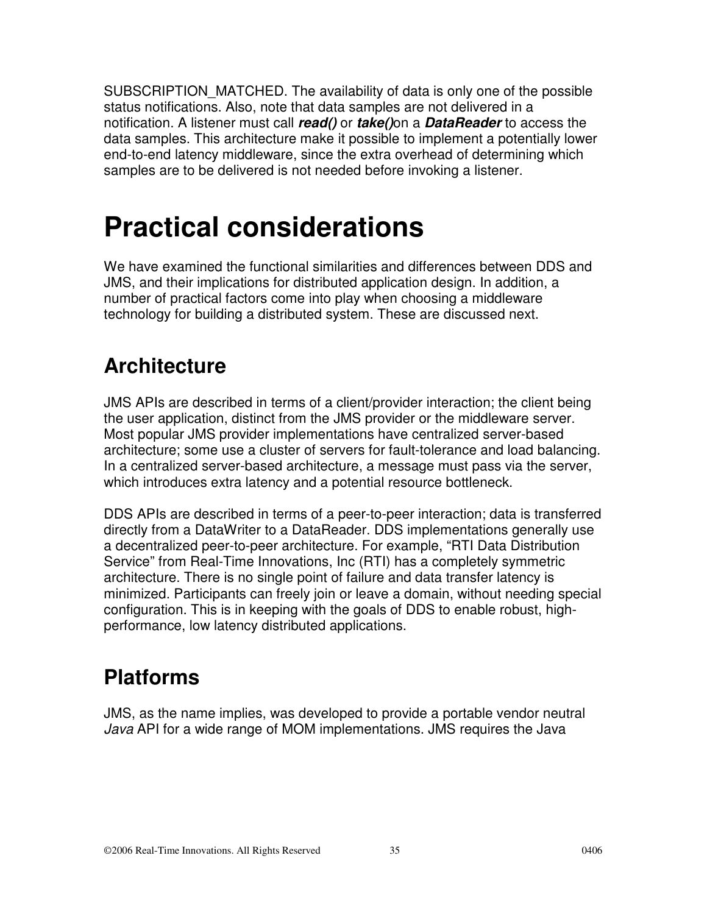SUBSCRIPTION_MATCHED. The availability of data is only one of the possible status notifications. Also, note that data samples are not delivered in a notification. A listener must call ***read()*** or ***take()***on a ***DataReader*** to access the data samples. This architecture make it possible to implement a potentially lower end-to-end latency middleware, since the extra overhead of determining which samples are to be delivered is not needed before invoking a listener.

# Practical considerations

We have examined the functional similarities and differences between DDS and JMS, and their implications for distributed application design. In addition, a number of practical factors come into play when choosing a middleware technology for building a distributed system. These are discussed next.

## Architecture

JMS APIs are described in terms of a client/provider interaction; the client being the user application, distinct from the JMS provider or the middleware server. Most popular JMS provider implementations have centralized server-based architecture; some use a cluster of servers for fault-tolerance and load balancing. In a centralized server-based architecture, a message must pass via the server, which introduces extra latency and a potential resource bottleneck.

DDS APIs are described in terms of a peer-to-peer interaction; data is transferred directly from a DataWriter to a DataReader. DDS implementations generally use a decentralized peer-to-peer architecture. For example, “RTI Data Distribution Service” from Real-Time Innovations, Inc (RTI) has a completely symmetric architecture. There is no single point of failure and data transfer latency is minimized. Participants can freely join or leave a domain, without needing special configuration. This is in keeping with the goals of DDS to enable robust, high-performance, low latency distributed applications.

## Platforms

JMS, as the name implies, was developed to provide a portable vendor neutral *Java* API for a wide range of MOM implementations. JMS requires the Java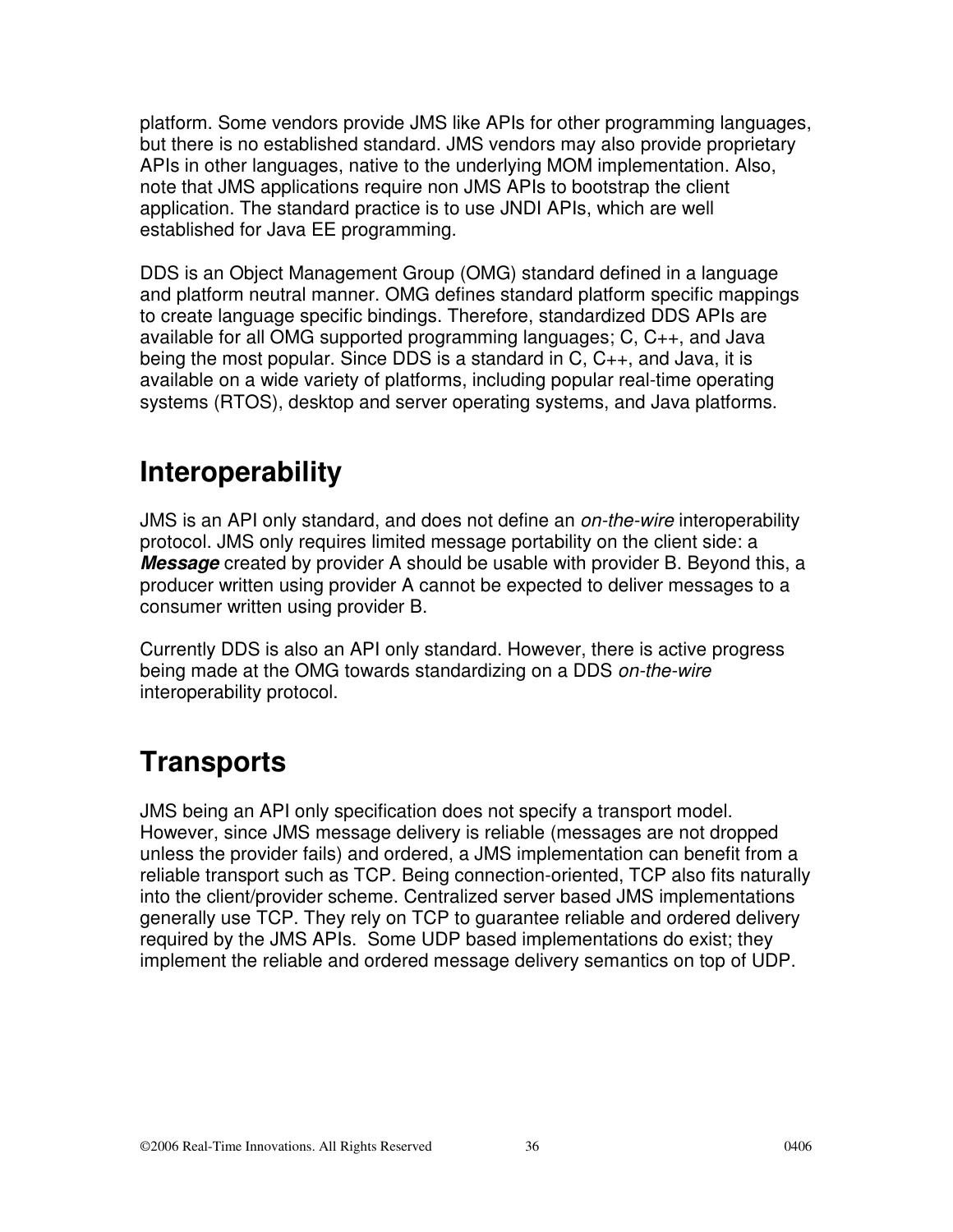platform. Some vendors provide JMS like APIs for other programming languages, but there is no established standard. JMS vendors may also provide proprietary APIs in other languages, native to the underlying MOM implementation. Also, note that JMS applications require non JMS APIs to bootstrap the client application. The standard practice is to use JNDI APIs, which are well established for Java EE programming.

DDS is an Object Management Group (OMG) standard defined in a language and platform neutral manner. OMG defines standard platform specific mappings to create language specific bindings. Therefore, standardized DDS APIs are available for all OMG supported programming languages; C, C++, and Java being the most popular. Since DDS is a standard in C, C++, and Java, it is available on a wide variety of platforms, including popular real-time operating systems (RTOS), desktop and server operating systems, and Java platforms.

# Interoperability

JMS is an API only standard, and does not define an *on-the-wire* interoperability protocol. JMS only requires limited message portability on the client side: a ***Message*** created by provider A should be usable with provider B. Beyond this, a producer written using provider A cannot be expected to deliver messages to a consumer written using provider B.

Currently DDS is also an API only standard. However, there is active progress being made at the OMG towards standardizing on a DDS *on-the-wire* interoperability protocol.

# Transports

JMS being an API only specification does not specify a transport model. However, since JMS message delivery is reliable (messages are not dropped unless the provider fails) and ordered, a JMS implementation can benefit from a reliable transport such as TCP. Being connection-oriented, TCP also fits naturally into the client/provider scheme. Centralized server based JMS implementations generally use TCP. They rely on TCP to guarantee reliable and ordered delivery required by the JMS APIs. Some UDP based implementations do exist; they implement the reliable and ordered message delivery semantics on top of UDP.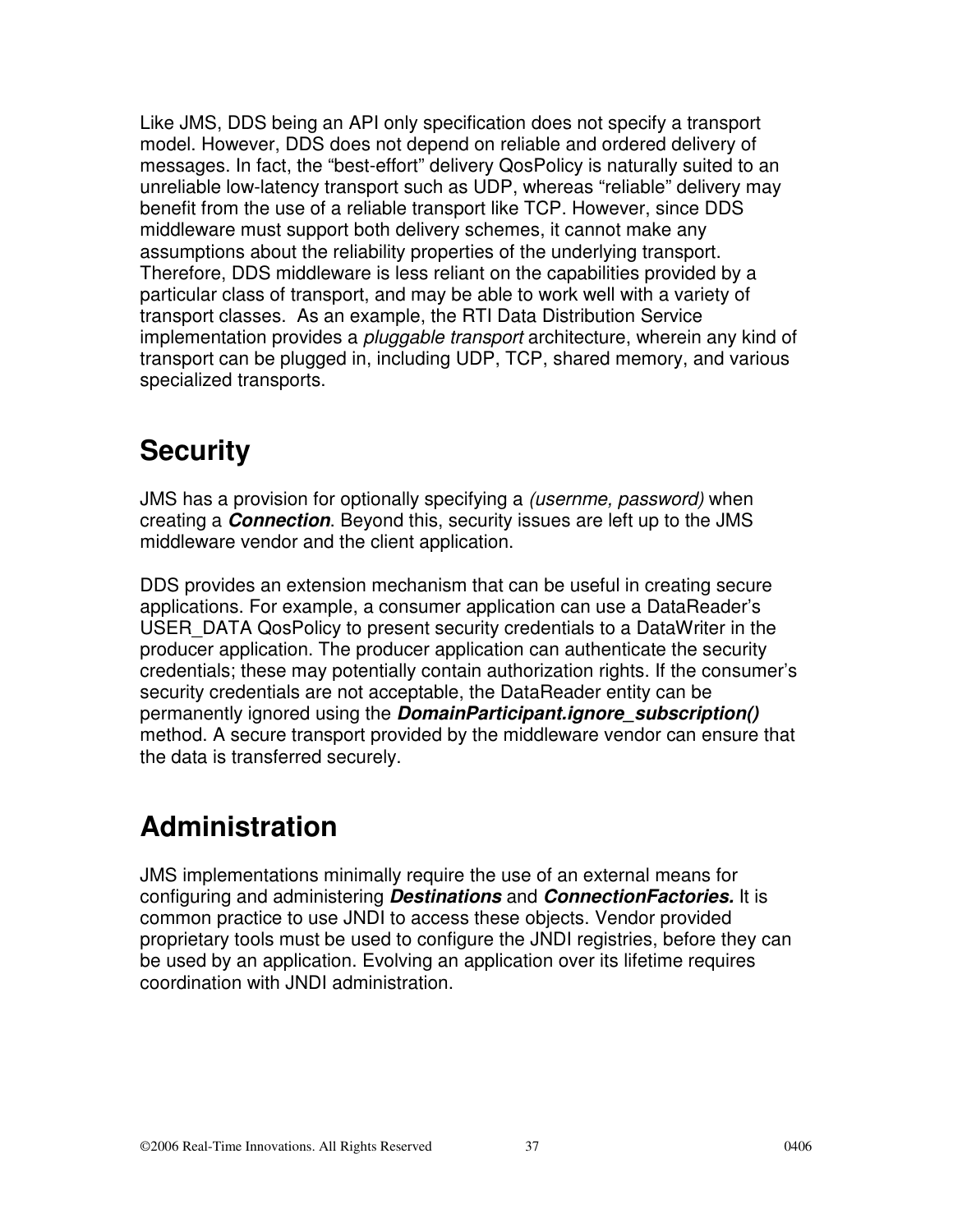Like JMS, DDS being an API only specification does not specify a transport model. However, DDS does not depend on reliable and ordered delivery of messages. In fact, the “best-effort” delivery QosPolicy is naturally suited to an unreliable low-latency transport such as UDP, whereas “reliable” delivery may benefit from the use of a reliable transport like TCP. However, since DDS middleware must support both delivery schemes, it cannot make any assumptions about the reliability properties of the underlying transport. Therefore, DDS middleware is less reliant on the capabilities provided by a particular class of transport, and may be able to work well with a variety of transport classes. As an example, the RTI Data Distribution Service implementation provides a *pluggable transport* architecture, wherein any kind of transport can be plugged in, including UDP, TCP, shared memory, and various specialized transports.

# Security

JMS has a provision for optionally specifying a *(usernme, password)* when creating a ***Connection***. Beyond this, security issues are left up to the JMS middleware vendor and the client application.

DDS provides an extension mechanism that can be useful in creating secure applications. For example, a consumer application can use a DataReader’s USER_DATA QosPolicy to present security credentials to a DataWriter in the producer application. The producer application can authenticate the security credentials; these may potentially contain authorization rights. If the consumer’s security credentials are not acceptable, the DataReader entity can be permanently ignored using the ***DomainParticipant.ignore_subscription()*** method. A secure transport provided by the middleware vendor can ensure that the data is transferred securely.

# Administration

JMS implementations minimally require the use of an external means for configuring and administering ***Destinations*** and ***ConnectionFactories.*** It is common practice to use JNDI to access these objects. Vendor provided proprietary tools must be used to configure the JNDI registries, before they can be used by an application. Evolving an application over its lifetime requires coordination with JNDI administration.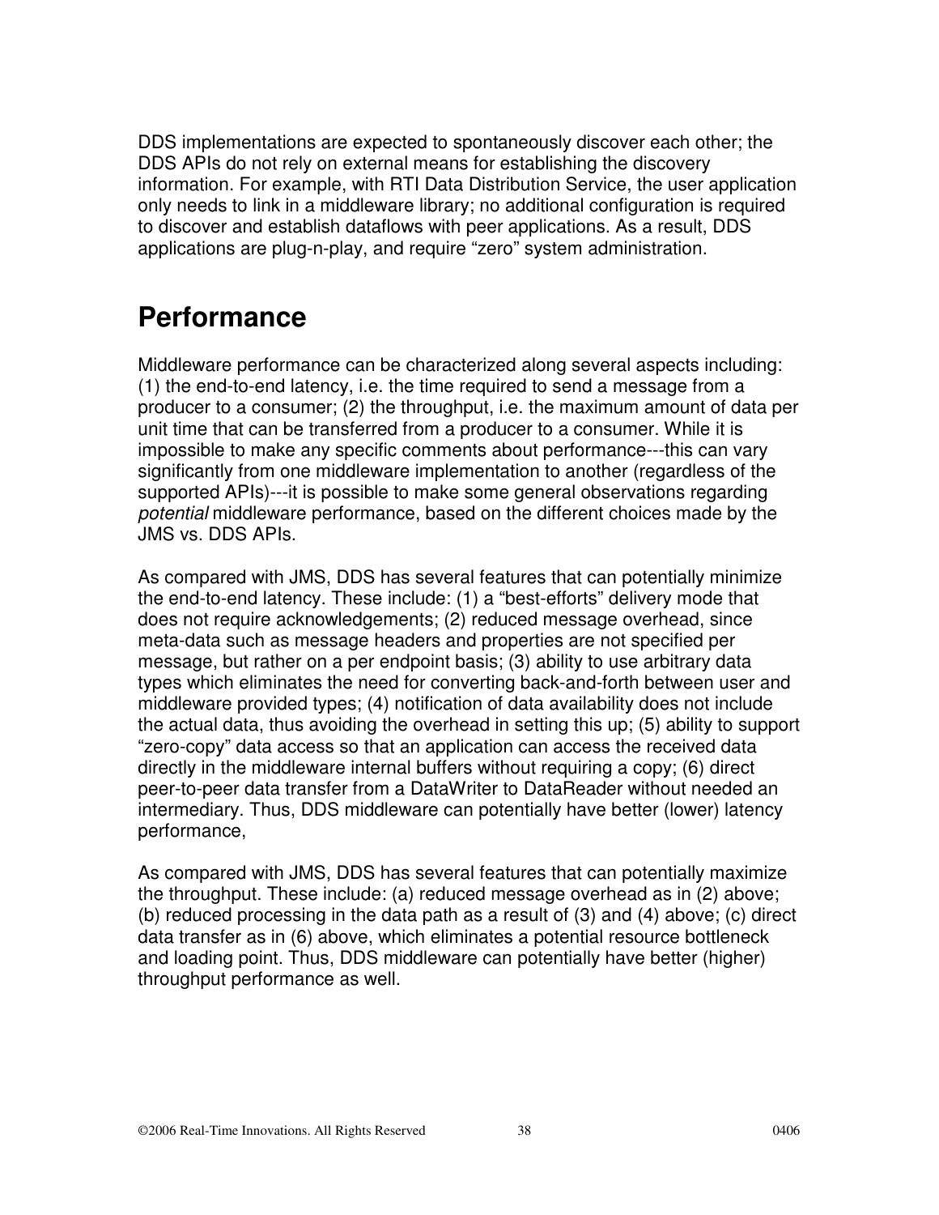DDS implementations are expected to spontaneously discover each other; the DDS APIs do not rely on external means for establishing the discovery information. For example, with RTI Data Distribution Service, the user application only needs to link in a middleware library; no additional configuration is required to discover and establish dataflows with peer applications. As a result, DDS applications are plug-n-play, and require "zero" system administration.

# Performance

Middleware performance can be characterized along several aspects including: (1) the end-to-end latency, i.e. the time required to send a message from a producer to a consumer; (2) the throughput, i.e. the maximum amount of data per unit time that can be transferred from a producer to a consumer. While it is impossible to make any specific comments about performance---this can vary significantly from one middleware implementation to another (regardless of the supported APIs)---it is possible to make some general observations regarding *potential* middleware performance, based on the different choices made by the JMS vs. DDS APIs.

As compared with JMS, DDS has several features that can potentially minimize the end-to-end latency. These include: (1) a "best-efforts" delivery mode that does not require acknowledgements; (2) reduced message overhead, since meta-data such as message headers and properties are not specified per message, but rather on a per endpoint basis; (3) ability to use arbitrary data types which eliminates the need for converting back-and-forth between user and middleware provided types; (4) notification of data availability does not include the actual data, thus avoiding the overhead in setting this up; (5) ability to support "zero-copy" data access so that an application can access the received data directly in the middleware internal buffers without requiring a copy; (6) direct peer-to-peer data transfer from a DataWriter to DataReader without needed an intermediary. Thus, DDS middleware can potentially have better (lower) latency performance,

As compared with JMS, DDS has several features that can potentially maximize the throughput. These include: (a) reduced message overhead as in (2) above; (b) reduced processing in the data path as a result of (3) and (4) above; (c) direct data transfer as in (6) above, which eliminates a potential resource bottleneck and loading point. Thus, DDS middleware can potentially have better (higher) throughput performance as well.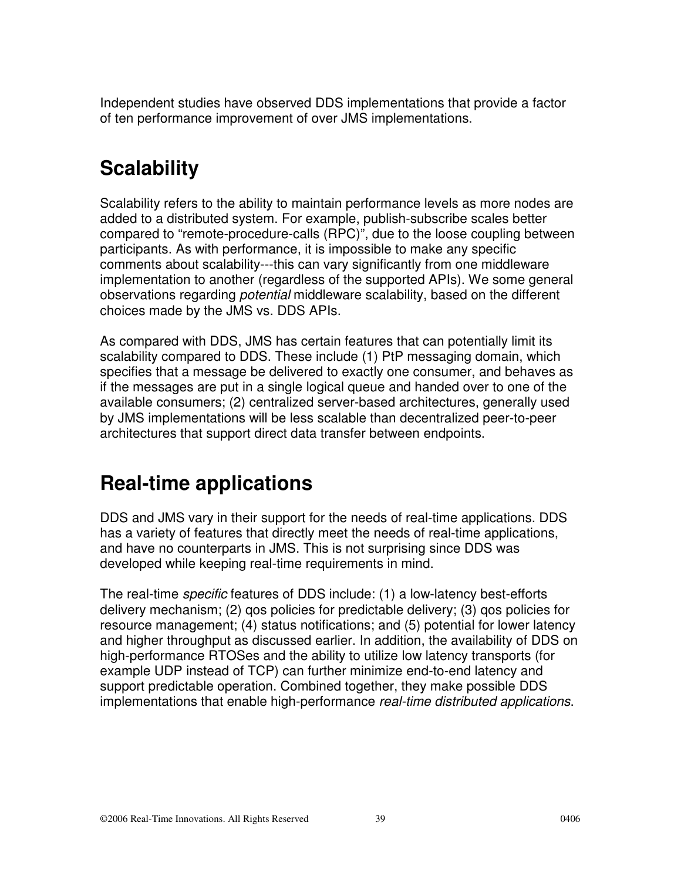Independent studies have observed DDS implementations that provide a factor of ten performance improvement of over JMS implementations.

## Scalability

Scalability refers to the ability to maintain performance levels as more nodes are added to a distributed system. For example, publish-subscribe scales better compared to “remote-procedure-calls (RPC)”, due to the loose coupling between participants. As with performance, it is impossible to make any specific comments about scalability---this can vary significantly from one middleware implementation to another (regardless of the supported APIs). We some general observations regarding *potential* middleware scalability, based on the different choices made by the JMS vs. DDS APIs.

As compared with DDS, JMS has certain features that can potentially limit its scalability compared to DDS. These include (1) PtP messaging domain, which specifies that a message be delivered to exactly one consumer, and behaves as if the messages are put in a single logical queue and handed over to one of the available consumers; (2) centralized server-based architectures, generally used by JMS implementations will be less scalable than decentralized peer-to-peer architectures that support direct data transfer between endpoints.

## Real-time applications

DDS and JMS vary in their support for the needs of real-time applications. DDS has a variety of features that directly meet the needs of real-time applications, and have no counterparts in JMS. This is not surprising since DDS was developed while keeping real-time requirements in mind.

The real-time *specific* features of DDS include: (1) a low-latency best-efforts delivery mechanism; (2) qos policies for predictable delivery; (3) qos policies for resource management; (4) status notifications; and (5) potential for lower latency and higher throughput as discussed earlier. In addition, the availability of DDS on high-performance RTOSes and the ability to utilize low latency transports (for example UDP instead of TCP) can further minimize end-to-end latency and support predictable operation. Combined together, they make possible DDS implementations that enable high-performance *real-time distributed applications*.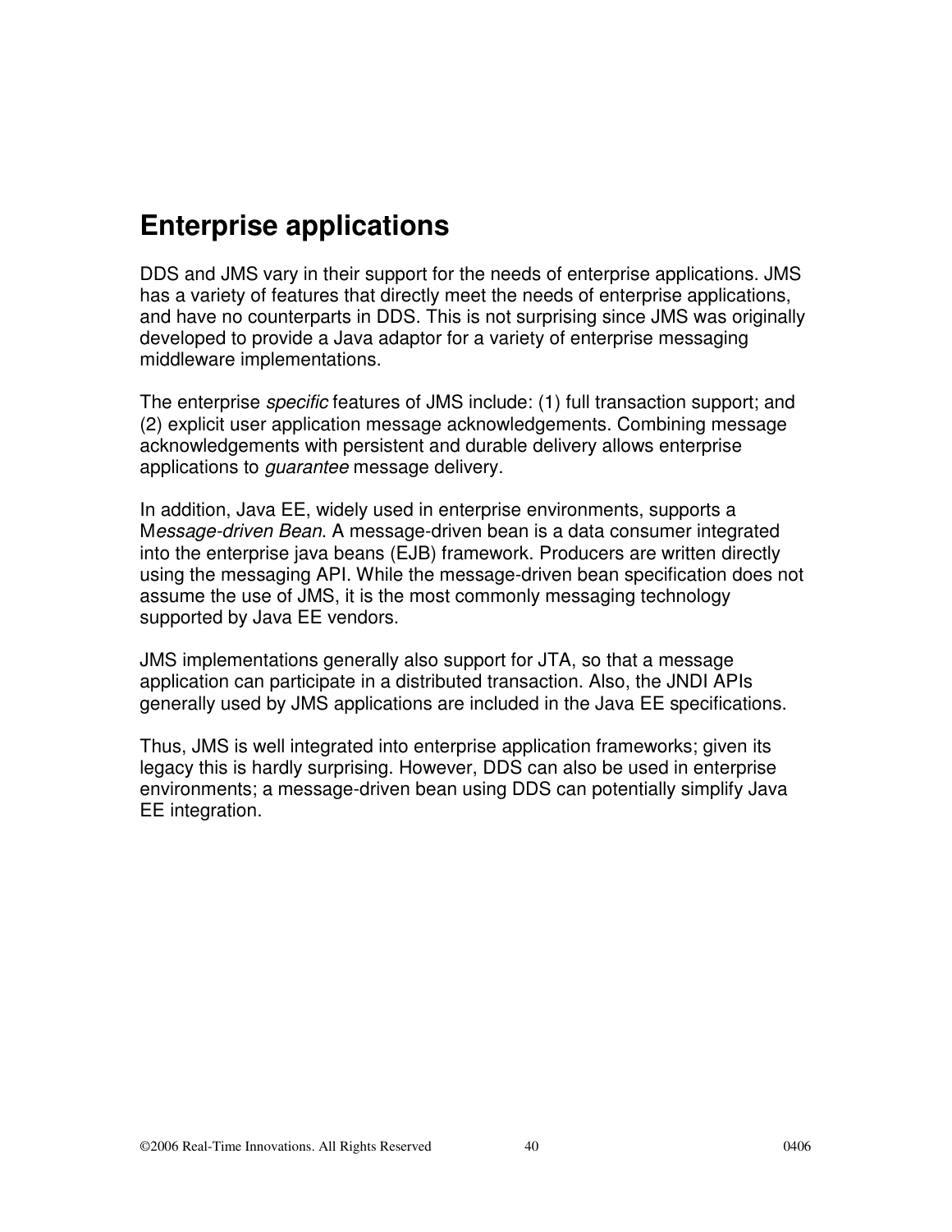# Enterprise applications

DDS and JMS vary in their support for the needs of enterprise applications. JMS has a variety of features that directly meet the needs of enterprise applications, and have no counterparts in DDS. This is not surprising since JMS was originally developed to provide a Java adaptor for a variety of enterprise messaging middleware implementations.

The enterprise *specific* features of JMS include: (1) full transaction support; and (2) explicit user application message acknowledgements. Combining message acknowledgements with persistent and durable delivery allows enterprise applications to *guarantee* message delivery.

In addition, Java EE, widely used in enterprise environments, supports a M*essage-driven Bean*. A message-driven bean is a data consumer integrated into the enterprise java beans (EJB) framework. Producers are written directly using the messaging API. While the message-driven bean specification does not assume the use of JMS, it is the most commonly messaging technology supported by Java EE vendors.

JMS implementations generally also support for JTA, so that a message application can participate in a distributed transaction. Also, the JNDI APIs generally used by JMS applications are included in the Java EE specifications.

Thus, JMS is well integrated into enterprise application frameworks; given its legacy this is hardly surprising. However, DDS can also be used in enterprise environments; a message-driven bean using DDS can potentially simplify Java EE integration.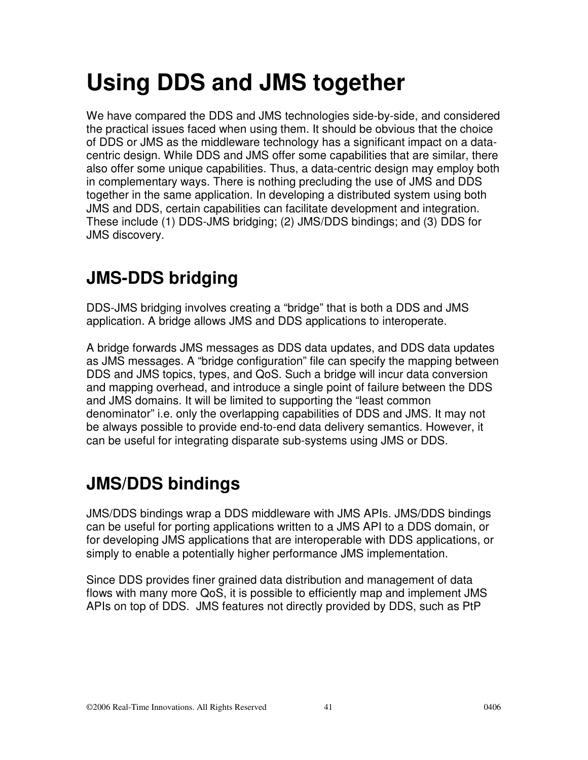# Using DDS and JMS together

We have compared the DDS and JMS technologies side-by-side, and considered the practical issues faced when using them. It should be obvious that the choice of DDS or JMS as the middleware technology has a significant impact on a data-centric design. While DDS and JMS offer some capabilities that are similar, there also offer some unique capabilities. Thus, a data-centric design may employ both in complementary ways. There is nothing precluding the use of JMS and DDS together in the same application. In developing a distributed system using both JMS and DDS, certain capabilities can facilitate development and integration. These include (1) DDS-JMS bridging; (2) JMS/DDS bindings; and (3) DDS for JMS discovery.

## JMS-DDS bridging

DDS-JMS bridging involves creating a "bridge" that is both a DDS and JMS application. A bridge allows JMS and DDS applications to interoperate.

A bridge forwards JMS messages as DDS data updates, and DDS data updates as JMS messages. A "bridge configuration" file can specify the mapping between DDS and JMS topics, types, and QoS. Such a bridge will incur data conversion and mapping overhead, and introduce a single point of failure between the DDS and JMS domains. It will be limited to supporting the "least common denominator" i.e. only the overlapping capabilities of DDS and JMS. It may not be always possible to provide end-to-end data delivery semantics. However, it can be useful for integrating disparate sub-systems using JMS or DDS.

## JMS/DDS bindings

JMS/DDS bindings wrap a DDS middleware with JMS APIs. JMS/DDS bindings can be useful for porting applications written to a JMS API to a DDS domain, or for developing JMS applications that are interoperable with DDS applications, or simply to enable a potentially higher performance JMS implementation.

Since DDS provides finer grained data distribution and management of data flows with many more QoS, it is possible to efficiently map and implement JMS APIs on top of DDS. JMS features not directly provided by DDS, such as PtP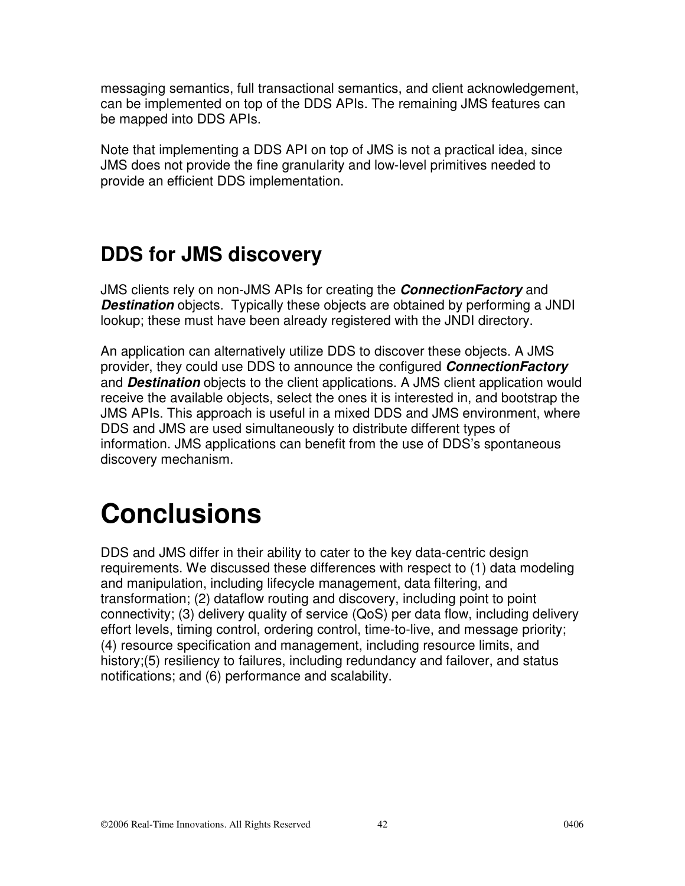messaging semantics, full transactional semantics, and client acknowledgement, can be implemented on top of the DDS APIs. The remaining JMS features can be mapped into DDS APIs.

Note that implementing a DDS API on top of JMS is not a practical idea, since JMS does not provide the fine granularity and low-level primitives needed to provide an efficient DDS implementation.

## DDS for JMS discovery

JMS clients rely on non-JMS APIs for creating the ***ConnectionFactory*** and ***Destination*** objects. Typically these objects are obtained by performing a JNDI lookup; these must have been already registered with the JNDI directory.

An application can alternatively utilize DDS to discover these objects. A JMS provider, they could use DDS to announce the configured ***ConnectionFactory*** and ***Destination*** objects to the client applications. A JMS client application would receive the available objects, select the ones it is interested in, and bootstrap the JMS APIs. This approach is useful in a mixed DDS and JMS environment, where DDS and JMS are used simultaneously to distribute different types of information. JMS applications can benefit from the use of DDS's spontaneous discovery mechanism.

# Conclusions

DDS and JMS differ in their ability to cater to the key data-centric design requirements. We discussed these differences with respect to (1) data modeling and manipulation, including lifecycle management, data filtering, and transformation; (2) dataflow routing and discovery, including point to point connectivity; (3) delivery quality of service (QoS) per data flow, including delivery effort levels, timing control, ordering control, time-to-live, and message priority; (4) resource specification and management, including resource limits, and history;(5) resiliency to failures, including redundancy and failover, and status notifications; and (6) performance and scalability.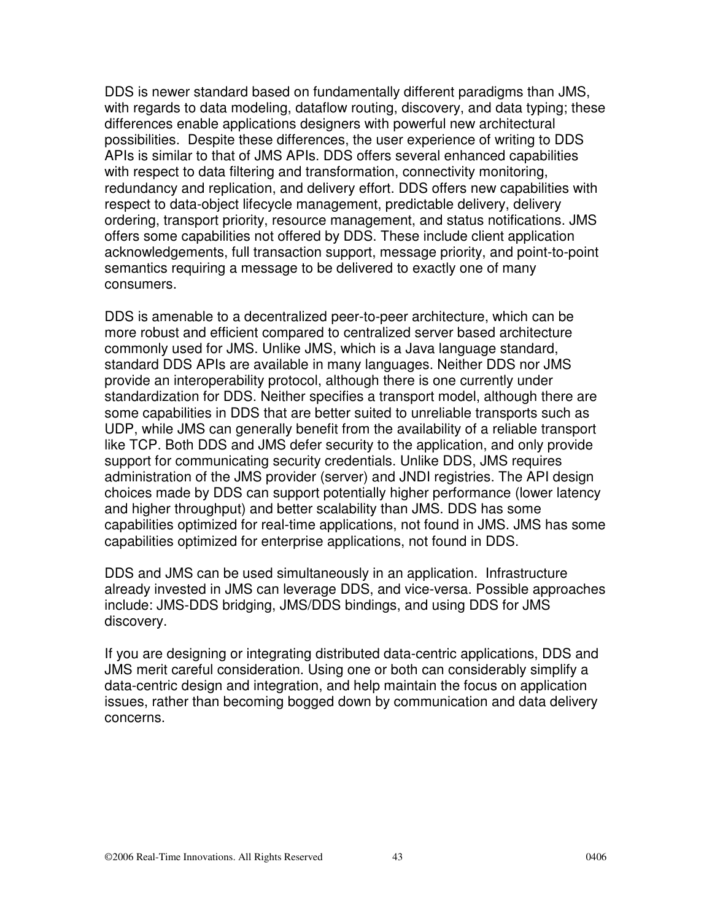DDS is newer standard based on fundamentally different paradigms than JMS, with regards to data modeling, dataflow routing, discovery, and data typing; these differences enable applications designers with powerful new architectural possibilities. Despite these differences, the user experience of writing to DDS APIs is similar to that of JMS APIs. DDS offers several enhanced capabilities with respect to data filtering and transformation, connectivity monitoring, redundancy and replication, and delivery effort. DDS offers new capabilities with respect to data-object lifecycle management, predictable delivery, delivery ordering, transport priority, resource management, and status notifications. JMS offers some capabilities not offered by DDS. These include client application acknowledgements, full transaction support, message priority, and point-to-point semantics requiring a message to be delivered to exactly one of many consumers.

DDS is amenable to a decentralized peer-to-peer architecture, which can be more robust and efficient compared to centralized server based architecture commonly used for JMS. Unlike JMS, which is a Java language standard, standard DDS APIs are available in many languages. Neither DDS nor JMS provide an interoperability protocol, although there is one currently under standardization for DDS. Neither specifies a transport model, although there are some capabilities in DDS that are better suited to unreliable transports such as UDP, while JMS can generally benefit from the availability of a reliable transport like TCP. Both DDS and JMS defer security to the application, and only provide support for communicating security credentials. Unlike DDS, JMS requires administration of the JMS provider (server) and JNDI registries. The API design choices made by DDS can support potentially higher performance (lower latency and higher throughput) and better scalability than JMS. DDS has some capabilities optimized for real-time applications, not found in JMS. JMS has some capabilities optimized for enterprise applications, not found in DDS.

DDS and JMS can be used simultaneously in an application. Infrastructure already invested in JMS can leverage DDS, and vice-versa. Possible approaches include: JMS-DDS bridging, JMS/DDS bindings, and using DDS for JMS discovery.

If you are designing or integrating distributed data-centric applications, DDS and JMS merit careful consideration. Using one or both can considerably simplify a data-centric design and integration, and help maintain the focus on application issues, rather than becoming bogged down by communication and data delivery concerns.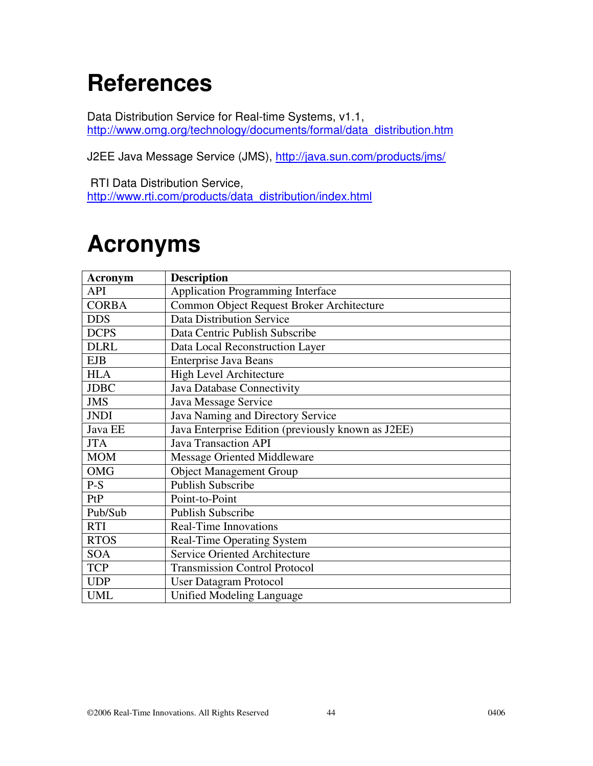# References

Data Distribution Service for Real-time Systems, v1.1, http://www.omg.org/technology/documents/formal/data_distribution.htm

J2EE Java Message Service (JMS), http://java.sun.com/products/jms/

RTI Data Distribution Service, http://www.rti.com/products/data_distribution/index.html

# Acronyms

| Acronym | Description |
|---|---|
| API | Application Programming Interface |
| CORBA | Common Object Request Broker Architecture |
| DDS | Data Distribution Service |
| DCPS | Data Centric Publish Subscribe |
| DLRL | Data Local Reconstruction Layer |
| EJB | Enterprise Java Beans |
| HLA | High Level Architecture |
| JDBC | Java Database Connectivity |
| JMS | Java Message Service |
| JNDI | Java Naming and Directory Service |
| Java EE | Java Enterprise Edition (previously known as J2EE) |
| JTA | Java Transaction API |
| MOM | Message Oriented Middleware |
| OMG | Object Management Group |
| P-S | Publish Subscribe |
| PtP | Point-to-Point |
| Pub/Sub | Publish Subscribe |
| RTI | Real-Time Innovations |
| RTOS | Real-Time Operating System |
| SOA | Service Oriented Architecture |
| TCP | Transmission Control Protocol |
| UDP | User Datagram Protocol |
| UML | Unified Modeling Language |